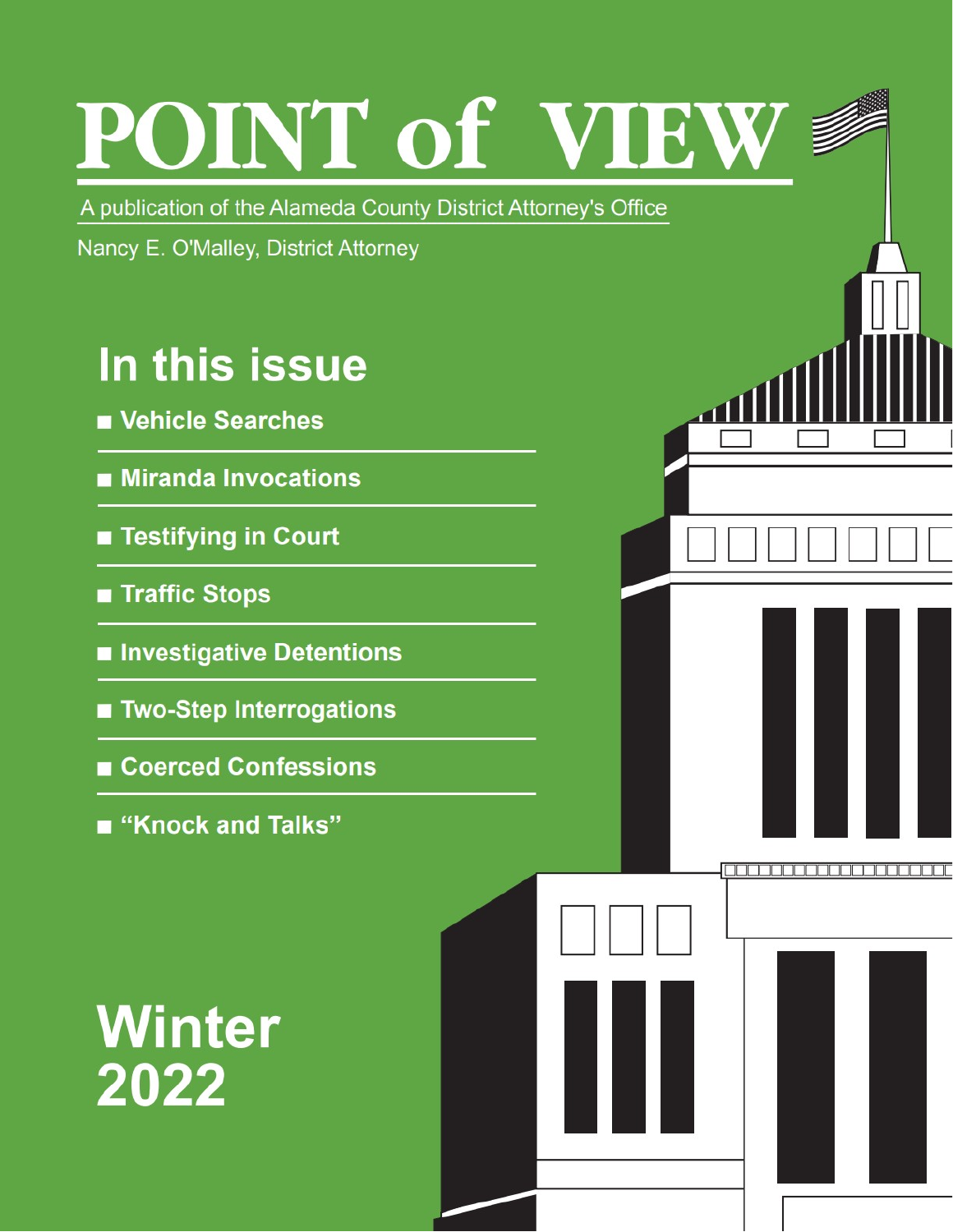# POINT of VIEW

A publication of the Alameda County District Attorney's Office

Nancy E. O'Malley, District Attorney

## In this issue

- Vehicle Searches
- Miranda Invocations
- Testifying in Court
- Traffic Stops
- Investigative Detentions
- Two-Step Interrogations
- Coerced Confessions
- "Knock and Talks"

## Winter 2022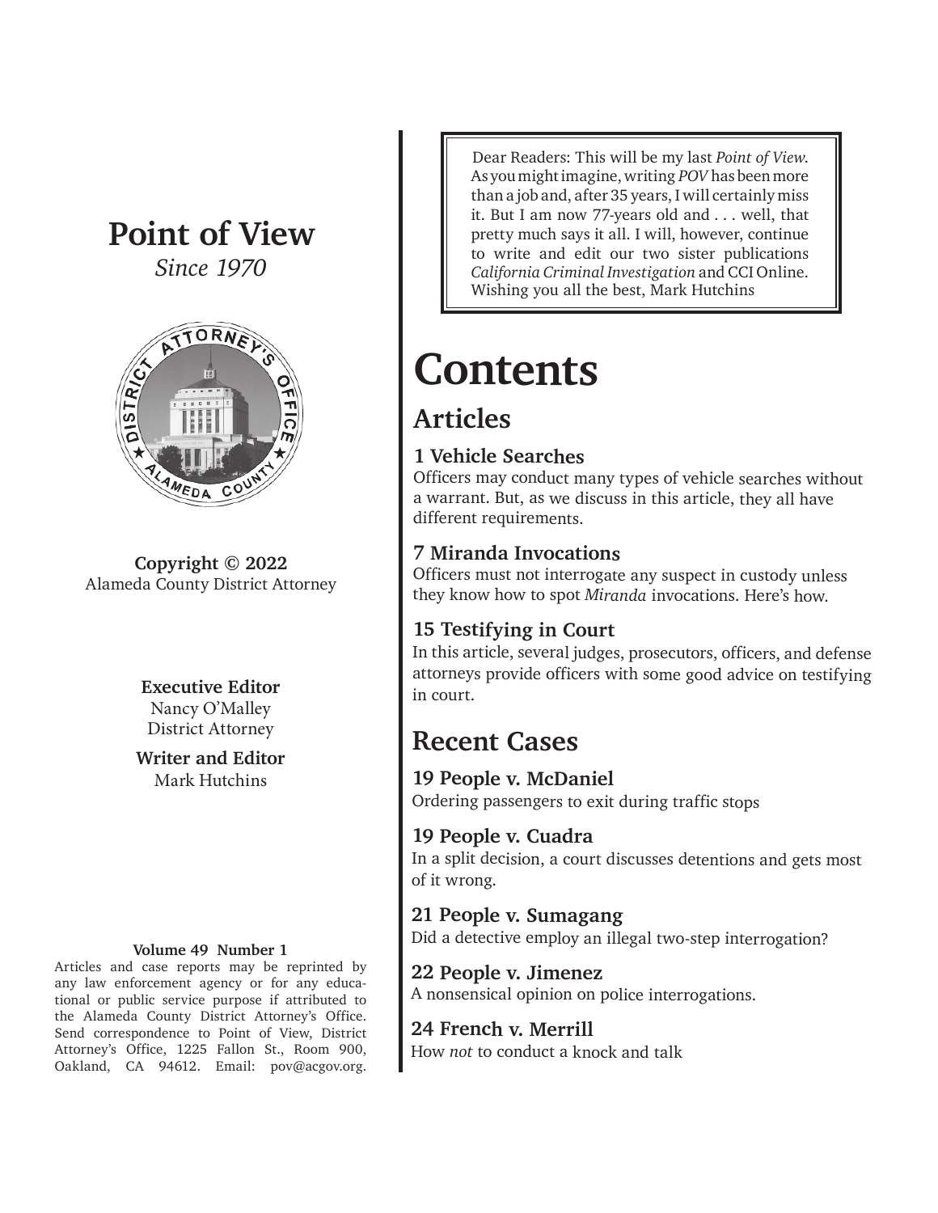# Point of View

*Since 1970*

**Copyright © 2022**
Alameda County District Attorney

**Executive Editor**
Nancy O'Malley
District Attorney

**Writer and Editor**
Mark Hutchins

**Volume 49 Number 1**

Articles and case reports may be reprinted by any law enforcement agency or for any educational or public service purpose if attributed to the Alameda County District Attorney's Office. Send correspondence to Point of View, District Attorney's Office, 1225 Fallon St., Room 900, Oakland, CA 94612. Email: pov@acgov.org.

> Dear Readers: This will be my last *Point of View*. As you might imagine, writing *POV* has been more than a job and, after 35 years, I will certainly miss it. But I am now 77-years old and . . . well, that pretty much says it all. I will, however, continue to write and edit our two sister publications *California Criminal Investigation* and CCI Online. Wishing you all the best, Mark Hutchins

# Contents

## Articles

### 1 Vehicle Searches

Officers may conduct many types of vehicle searches without a warrant. But, as we discuss in this article, they all have different requirements.

### 7 Miranda Invocations

Officers must not interrogate any suspect in custody unless they know how to spot *Miranda* invocations. Here's how.

### 15 Testifying in Court

In this article, several judges, prosecutors, officers, and defense attorneys provide officers with some good advice on testifying in court.

## Recent Cases

### 19 People v. McDaniel

Ordering passengers to exit during traffic stops

### 19 People v. Cuadra

In a split decision, a court discusses detentions and gets most of it wrong.

### 21 People v. Sumagang

Did a detective employ an illegal two-step interrogation?

### 22 People v. Jimenez

A nonsensical opinion on police interrogations.

### 24 French v. Merrill

How *not* to conduct a knock and talk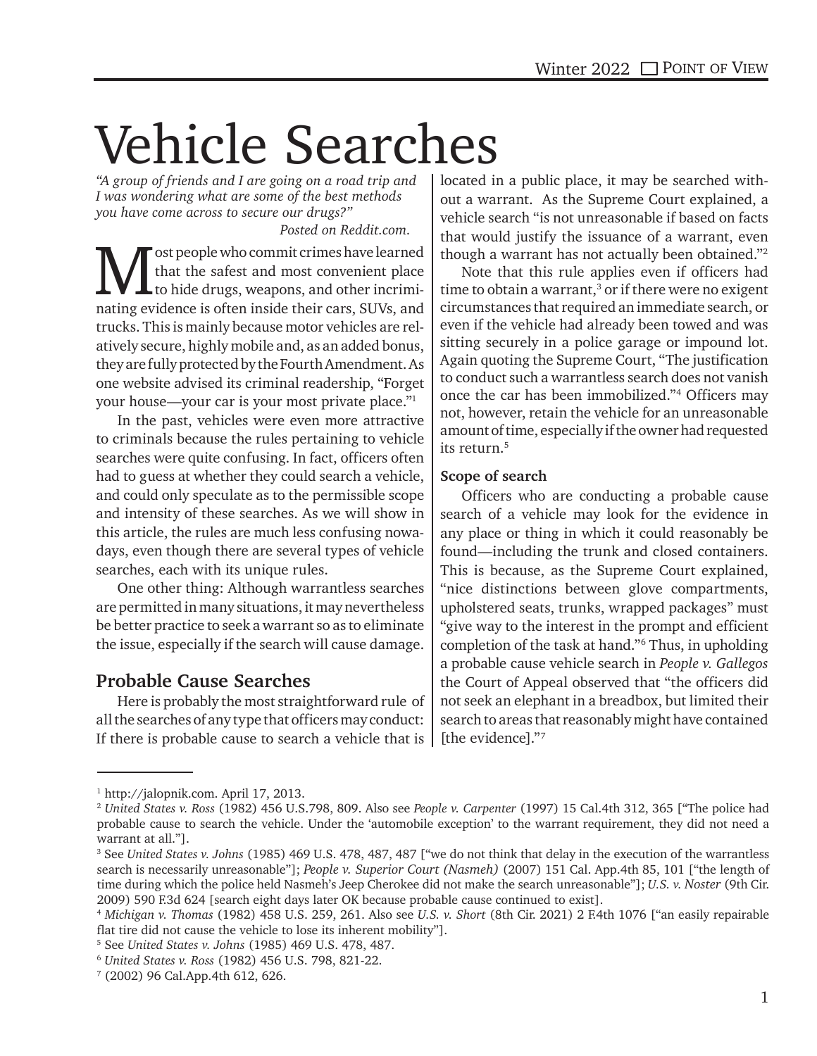# Vehicle Searches

*"A group of friends and I are going on a road trip and I was wondering what are some of the best methods you have come across to secure our drugs?"*

Posted on Reddit.com.

Most people who commit crimes have learned that the safest and most convenient place to hide drugs, weapons, and other incriminating evidence is often inside their cars, SUVs, and trucks. This is mainly because motor vehicles are relatively secure, highly mobile and, as an added bonus, they are fully protected by the Fourth Amendment. As one website advised its criminal readership, "Forget your house—your car is your most private place."[1]

In the past, vehicles were even more attractive to criminals because the rules pertaining to vehicle searches were quite confusing. In fact, officers often had to guess at whether they could search a vehicle, and could only speculate as to the permissible scope and intensity of these searches. As we will show in this article, the rules are much less confusing nowadays, even though there are several types of vehicle searches, each with its unique rules.

One other thing: Although warrantless searches are permitted in many situations, it may nevertheless be better practice to seek a warrant so as to eliminate the issue, especially if the search will cause damage.

## Probable Cause Searches

Here is probably the most straightforward rule of all the searches of any type that officers may conduct: If there is probable cause to search a vehicle that is located in a public place, it may be searched without a warrant. As the Supreme Court explained, a vehicle search "is not unreasonable if based on facts that would justify the issuance of a warrant, even though a warrant has not actually been obtained."[2]

Note that this rule applies even if officers had time to obtain a warrant,[3] or if there were no exigent circumstances that required an immediate search, or even if the vehicle had already been towed and was sitting securely in a police garage or impound lot. Again quoting the Supreme Court, "The justification to conduct such a warrantless search does not vanish once the car has been immobilized."[4] Officers may not, however, retain the vehicle for an unreasonable amount of time, especially if the owner had requested its return.[5]

**Scope of search**

Officers who are conducting a probable cause search of a vehicle may look for the evidence in any place or thing in which it could reasonably be found—including the trunk and closed containers. This is because, as the Supreme Court explained, "nice distinctions between glove compartments, upholstered seats, trunks, wrapped packages" must "give way to the interest in the prompt and efficient completion of the task at hand."[6] Thus, in upholding a probable cause vehicle search in *People v. Gallegos* the Court of Appeal observed that "the officers did not seek an elephant in a breadbox, but limited their search to areas that reasonably might have contained [the evidence]."[7]

---

[1] http://jalopnik.com. April 17, 2013.

[2] *United States v. Ross* (1982) 456 U.S.798, 809. Also see *People v. Carpenter* (1997) 15 Cal.4th 312, 365 ["The police had probable cause to search the vehicle. Under the 'automobile exception' to the warrant requirement, they did not need a warrant at all."].

[3] See *United States v. Johns* (1985) 469 U.S. 478, 487, 487 ["we do not think that delay in the execution of the warrantless search is necessarily unreasonable"]; *People v. Superior Court (Nasmeh)* (2007) 151 Cal. App.4th 85, 101 ["the length of time during which the police held Nasmeh's Jeep Cherokee did not make the search unreasonable"]; *U.S. v. Noster* (9th Cir. 2009) 590 F.3d 624 [search eight days later OK because probable cause continued to exist].

[4] *Michigan v. Thomas* (1982) 458 U.S. 259, 261. Also see *U.S. v. Short* (8th Cir. 2021) 2 F.4th 1076 ["an easily repairable flat tire did not cause the vehicle to lose its inherent mobility"].

[5] See *United States v. Johns* (1985) 469 U.S. 478, 487.

[6] *United States v. Ross* (1982) 456 U.S. 798, 821-22.

[7] (2002) 96 Cal.App.4th 612, 626.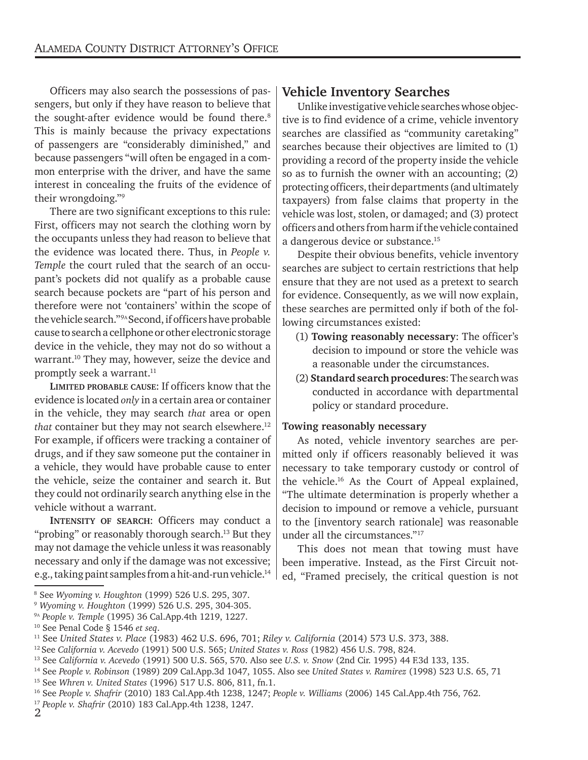Officers may also search the possessions of passengers, but only if they have reason to believe that the sought-after evidence would be found there.[8] This is mainly because the privacy expectations of passengers are "considerably diminished," and because passengers "will often be engaged in a common enterprise with the driver, and have the same interest in concealing the fruits of the evidence of their wrongdoing."[9]

There are two significant exceptions to this rule: First, officers may not search the clothing worn by the occupants unless they had reason to believe that the evidence was located there. Thus, in *People v. Temple* the court ruled that the search of an occupant's pockets did not qualify as a probable cause search because pockets are "part of his person and therefore were not 'containers' within the scope of the vehicle search."[9A] Second, if officers have probable cause to search a cellphone or other electronic storage device in the vehicle, they may not do so without a warrant.[10] They may, however, seize the device and promptly seek a warrant.[11]

**Limited probable cause**: If officers know that the evidence is located *only* in a certain area or container in the vehicle, they may search *that* area or open *that* container but they may not search elsewhere.[12] For example, if officers were tracking a container of drugs, and if they saw someone put the container in a vehicle, they would have probable cause to enter the vehicle, seize the container and search it. But they could not ordinarily search anything else in the vehicle without a warrant.

**Intensity of search**: Officers may conduct a "probing" or reasonably thorough search.[13] But they may not damage the vehicle unless it was reasonably necessary and only if the damage was not excessive; e.g., taking paint samples from a hit-and-run vehicle.[14]

## Vehicle Inventory Searches

Unlike investigative vehicle searches whose objective is to find evidence of a crime, vehicle inventory searches are classified as "community caretaking" searches because their objectives are limited to (1) providing a record of the property inside the vehicle so as to furnish the owner with an accounting; (2) protecting officers, their departments (and ultimately taxpayers) from false claims that property in the vehicle was lost, stolen, or damaged; and (3) protect officers and others from harm if the vehicle contained a dangerous device or substance.[15]

Despite their obvious benefits, vehicle inventory searches are subject to certain restrictions that help ensure that they are not used as a pretext to search for evidence. Consequently, as we will now explain, these searches are permitted only if both of the following circumstances existed:

(1) **Towing reasonably necessary**: The officer's decision to impound or store the vehicle was a reasonable under the circumstances.

(2) **Standard search procedures**: The search was conducted in accordance with departmental policy or standard procedure.

### Towing reasonably necessary

As noted, vehicle inventory searches are permitted only if officers reasonably believed it was necessary to take temporary custody or control of the vehicle.[16] As the Court of Appeal explained, "The ultimate determination is properly whether a decision to impound or remove a vehicle, pursuant to the [inventory search rationale] was reasonable under all the circumstances."[17]

This does not mean that towing must have been imperative. Instead, as the First Circuit noted, "Framed precisely, the critical question is not

---

[8] See *Wyoming v. Houghton* (1999) 526 U.S. 295, 307.
[9] *Wyoming v. Houghton* (1999) 526 U.S. 295, 304-305.
[9A] *People v. Temple* (1995) 36 Cal.App.4th 1219, 1227.
[10] See Penal Code § 1546 *et seq*.
[11] See *United States v. Place* (1983) 462 U.S. 696, 701; *Riley v. California* (2014) 573 U.S. 373, 388.
[12] See *California v. Acevedo* (1991) 500 U.S. 565; *United States v. Ross* (1982) 456 U.S. 798, 824.
[13] See *California v. Acevedo* (1991) 500 U.S. 565, 570. Also see *U.S. v. Snow* (2nd Cir. 1995) 44 F.3d 133, 135.
[14] See *People v. Robinson* (1989) 209 Cal.App.3d 1047, 1055. Also see *United States v. Ramirez* (1998) 523 U.S. 65, 71
[15] See *Whren v. United States* (1996) 517 U.S. 806, 811, fn.1.
[16] See *People v. Shafrir* (2010) 183 Cal.App.4th 1238, 1247; *People v. Williams* (2006) 145 Cal.App.4th 756, 762.
[17] *People v. Shafrir* (2010) 183 Cal.App.4th 1238, 1247.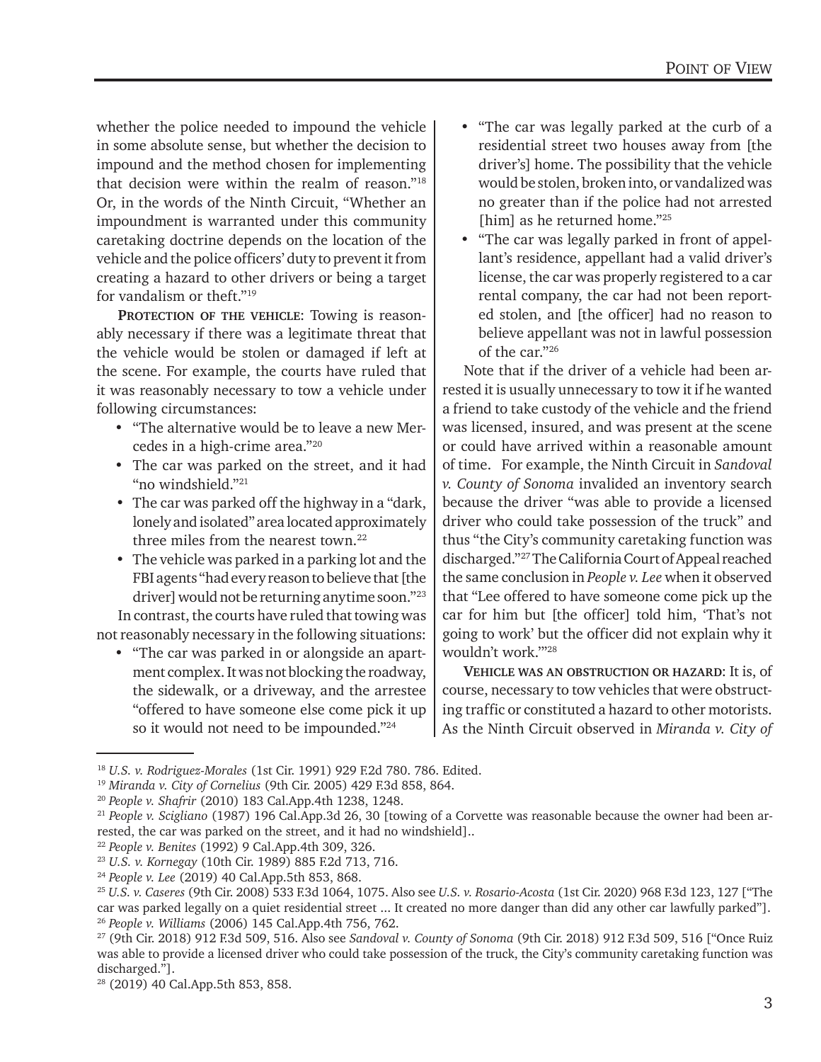whether the police needed to impound the vehicle in some absolute sense, but whether the decision to impound and the method chosen for implementing that decision were within the realm of reason."[18] Or, in the words of the Ninth Circuit, "Whether an impoundment is warranted under this community caretaking doctrine depends on the location of the vehicle and the police officers' duty to prevent it from creating a hazard to other drivers or being a target for vandalism or theft."[19]

**Protection of the vehicle**: Towing is reasonably necessary if there was a legitimate threat that the vehicle would be stolen or damaged if left at the scene. For example, the courts have ruled that it was reasonably necessary to tow a vehicle under following circumstances:

- "The alternative would be to leave a new Mercedes in a high-crime area."[20]
- The car was parked on the street, and it had "no windshield."[21]
- The car was parked off the highway in a "dark, lonely and isolated" area located approximately three miles from the nearest town.[22]
- The vehicle was parked in a parking lot and the FBI agents "had every reason to believe that [the driver] would not be returning anytime soon."[23]

In contrast, the courts have ruled that towing was not reasonably necessary in the following situations:

- "The car was parked in or alongside an apartment complex. It was not blocking the roadway, the sidewalk, or a driveway, and the arrestee "offered to have someone else come pick it up so it would not need to be impounded."[24]
- "The car was legally parked at the curb of a residential street two houses away from [the driver's] home. The possibility that the vehicle would be stolen, broken into, or vandalized was no greater than if the police had not arrested [him] as he returned home."[25]
- "The car was legally parked in front of appellant's residence, appellant had a valid driver's license, the car was properly registered to a car rental company, the car had not been reported stolen, and [the officer] had no reason to believe appellant was not in lawful possession of the car."[26]

Note that if the driver of a vehicle had been arrested it is usually unnecessary to tow it if he wanted a friend to take custody of the vehicle and the friend was licensed, insured, and was present at the scene or could have arrived within a reasonable amount of time. For example, the Ninth Circuit in *Sandoval v. County of Sonoma* invalided an inventory search because the driver "was able to provide a licensed driver who could take possession of the truck" and thus "the City's community caretaking function was discharged."[27] The California Court of Appeal reached the same conclusion in *People v. Lee* when it observed that "Lee offered to have someone come pick up the car for him but [the officer] told him, 'That's not going to work' but the officer did not explain why it wouldn't work.'"[28]

**Vehicle was an obstruction or hazard**: It is, of course, necessary to tow vehicles that were obstructing traffic or constituted a hazard to other motorists. As the Ninth Circuit observed in *Miranda v. City of*

---

[18] *U.S. v. Rodriguez-Morales* (1st Cir. 1991) 929 F.2d 780. 786. Edited.
[19] *Miranda v. City of Cornelius* (9th Cir. 2005) 429 F.3d 858, 864.
[20] *People v. Shafrir* (2010) 183 Cal.App.4th 1238, 1248.
[21] *People v. Scigliano* (1987) 196 Cal.App.3d 26, 30 [towing of a Corvette was reasonable because the owner had been arrested, the car was parked on the street, and it had no windshield]..
[22] *People v. Benites* (1992) 9 Cal.App.4th 309, 326.
[23] *U.S. v. Kornegay* (10th Cir. 1989) 885 F.2d 713, 716.
[24] *People v. Lee* (2019) 40 Cal.App.5th 853, 868.
[25] *U.S. v. Caseres* (9th Cir. 2008) 533 F.3d 1064, 1075. Also see *U.S. v. Rosario-Acosta* (1st Cir. 2020) 968 F.3d 123, 127 ["The car was parked legally on a quiet residential street ... It created no more danger than did any other car lawfully parked"].
[26] *People v. Williams* (2006) 145 Cal.App.4th 756, 762.
[27] (9th Cir. 2018) 912 F.3d 509, 516. Also see *Sandoval v. County of Sonoma* (9th Cir. 2018) 912 F.3d 509, 516 ["Once Ruiz was able to provide a licensed driver who could take possession of the truck, the City's community caretaking function was discharged."].
[28] (2019) 40 Cal.App.5th 853, 858.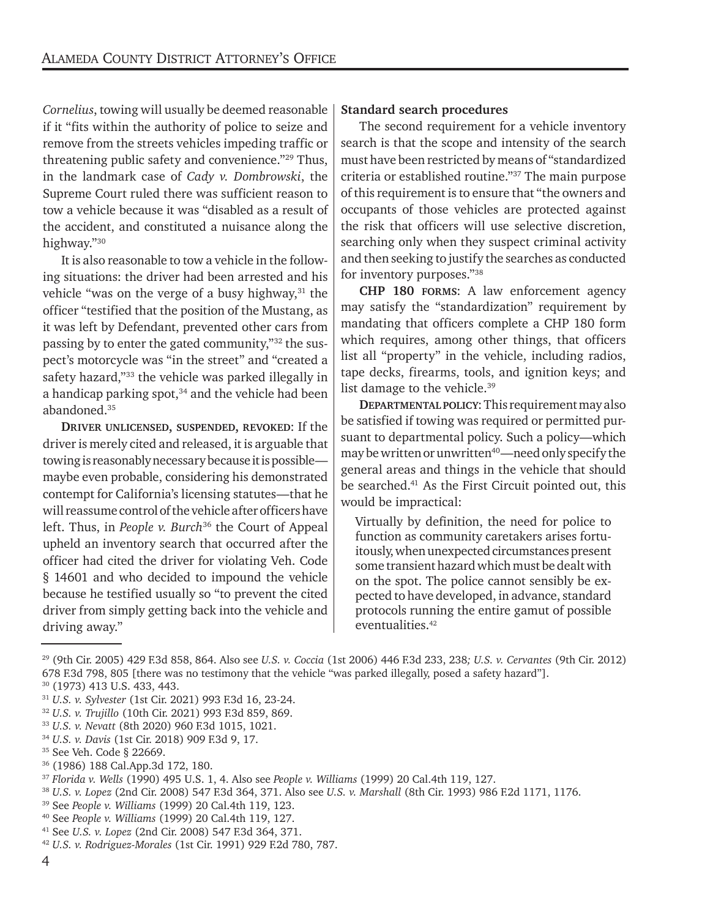*Cornelius*, towing will usually be deemed reasonable if it "fits within the authority of police to seize and remove from the streets vehicles impeding traffic or threatening public safety and convenience."[29] Thus, in the landmark case of *Cady v. Dombrowski*, the Supreme Court ruled there was sufficient reason to tow a vehicle because it was "disabled as a result of the accident, and constituted a nuisance along the highway."[30]

It is also reasonable to tow a vehicle in the following situations: the driver had been arrested and his vehicle "was on the verge of a busy highway,[31] the officer "testified that the position of the Mustang, as it was left by Defendant, prevented other cars from passing by to enter the gated community,"[32] the suspect's motorcycle was "in the street" and "created a safety hazard,"[33] the vehicle was parked illegally in a handicap parking spot,[34] and the vehicle had been abandoned.[35]

**Driver unlicensed, suspended, revoked**: If the driver is merely cited and released, it is arguable that towing is reasonably necessary because it is possible—maybe even probable, considering his demonstrated contempt for California's licensing statutes—that he will reassume control of the vehicle after officers have left. Thus, in *People v. Burch*[36] the Court of Appeal upheld an inventory search that occurred after the officer had cited the driver for violating Veh. Code § 14601 and who decided to impound the vehicle because he testified usually so "to prevent the cited driver from simply getting back into the vehicle and driving away."

**Standard search procedures**

The second requirement for a vehicle inventory search is that the scope and intensity of the search must have been restricted by means of "standardized criteria or established routine."[37] The main purpose of this requirement is to ensure that "the owners and occupants of those vehicles are protected against the risk that officers will use selective discretion, searching only when they suspect criminal activity and then seeking to justify the searches as conducted for inventory purposes."[38]

**CHP 180 forms**: A law enforcement agency may satisfy the "standardization" requirement by mandating that officers complete a CHP 180 form which requires, among other things, that officers list all "property" in the vehicle, including radios, tape decks, firearms, tools, and ignition keys; and list damage to the vehicle.[39]

**Departmental policy**: This requirement may also be satisfied if towing was required or permitted pursuant to departmental policy. Such a policy—which may be written or unwritten[40]—need only specify the general areas and things in the vehicle that should be searched.[41] As the First Circuit pointed out, this would be impractical:

> Virtually by definition, the need for police to function as community caretakers arises fortuitously, when unexpected circumstances present some transient hazard which must be dealt with on the spot. The police cannot sensibly be expected to have developed, in advance, standard protocols running the entire gamut of possible eventualities.[42]

---

[29] (9th Cir. 2005) 429 F.3d 858, 864. Also see *U.S. v. Coccia* (1st 2006) 446 F.3d 233, 238*; U.S. v. Cervantes* (9th Cir. 2012) 678 F.3d 798, 805 [there was no testimony that the vehicle "was parked illegally, posed a safety hazard"].

[30] (1973) 413 U.S. 433, 443.

[31] *U.S. v. Sylvester* (1st Cir. 2021) 993 F.3d 16, 23-24.

[32] *U.S. v. Trujillo* (10th Cir. 2021) 993 F.3d 859, 869.

[33] *U.S. v. Nevatt* (8th 2020) 960 F.3d 1015, 1021.

[34] *U.S. v. Davis* (1st Cir. 2018) 909 F.3d 9, 17.

[35] See Veh. Code § 22669.

[36] (1986) 188 Cal.App.3d 172, 180.

[37] *Florida v. Wells* (1990) 495 U.S. 1, 4. Also see *People v. Williams* (1999) 20 Cal.4th 119, 127.

[38] *U.S. v. Lopez* (2nd Cir. 2008) 547 F.3d 364, 371. Also see *U.S. v. Marshall* (8th Cir. 1993) 986 F.2d 1171, 1176.

[39] See *People v. Williams* (1999) 20 Cal.4th 119, 123.

[40] See *People v. Williams* (1999) 20 Cal.4th 119, 127.

[41] See *U.S. v. Lopez* (2nd Cir. 2008) 547 F.3d 364, 371.

[42] *U.S. v. Rodriguez-Morales* (1st Cir. 1991) 929 F.2d 780, 787.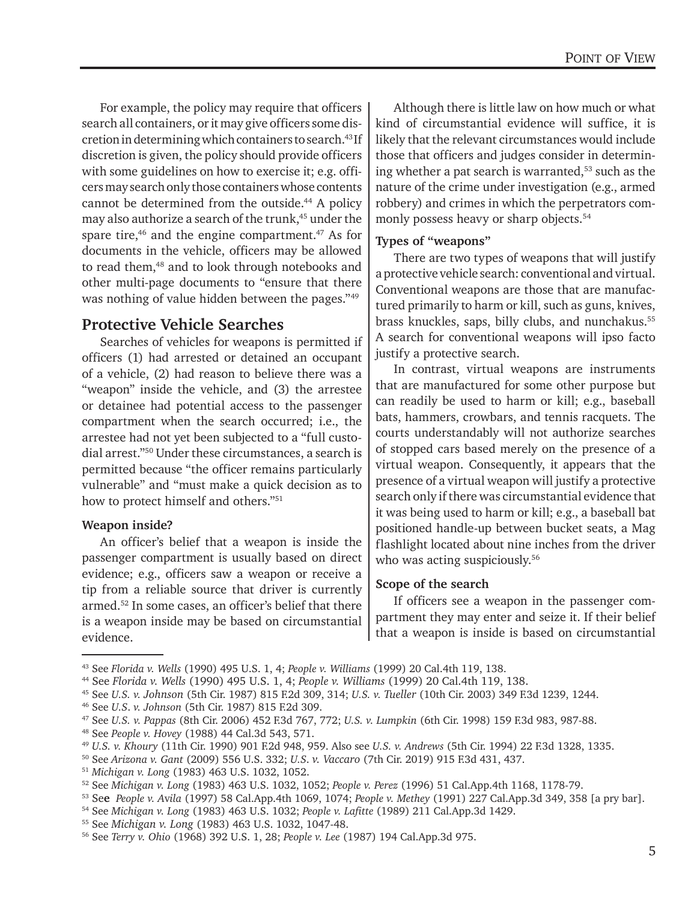For example, the policy may require that officers search all containers, or it may give officers some discretion in determining which containers to search.[43] If discretion is given, the policy should provide officers with some guidelines on how to exercise it; e.g. officers may search only those containers whose contents cannot be determined from the outside.[44] A policy may also authorize a search of the trunk,[45] under the spare tire,[46] and the engine compartment.[47] As for documents in the vehicle, officers may be allowed to read them,[48] and to look through notebooks and other multi-page documents to "ensure that there was nothing of value hidden between the pages."[49]

## Protective Vehicle Searches

Searches of vehicles for weapons is permitted if officers (1) had arrested or detained an occupant of a vehicle, (2) had reason to believe there was a "weapon" inside the vehicle, and (3) the arrestee or detainee had potential access to the passenger compartment when the search occurred; i.e., the arrestee had not yet been subjected to a "full custodial arrest."[50] Under these circumstances, a search is permitted because "the officer remains particularly vulnerable" and "must make a quick decision as to how to protect himself and others."[51]

### Weapon inside?

An officer's belief that a weapon is inside the passenger compartment is usually based on direct evidence; e.g., officers saw a weapon or receive a tip from a reliable source that driver is currently armed.[52] In some cases, an officer's belief that there is a weapon inside may be based on circumstantial evidence.

Although there is little law on how much or what kind of circumstantial evidence will suffice, it is likely that the relevant circumstances would include those that officers and judges consider in determining whether a pat search is warranted,[53] such as the nature of the crime under investigation (e.g., armed robbery) and crimes in which the perpetrators commonly possess heavy or sharp objects.[54]

### Types of "weapons"

There are two types of weapons that will justify a protective vehicle search: conventional and virtual. Conventional weapons are those that are manufactured primarily to harm or kill, such as guns, knives, brass knuckles, saps, billy clubs, and nunchakus.[55] A search for conventional weapons will ipso facto justify a protective search.

In contrast, virtual weapons are instruments that are manufactured for some other purpose but can readily be used to harm or kill; e.g., baseball bats, hammers, crowbars, and tennis racquets. The courts understandably will not authorize searches of stopped cars based merely on the presence of a virtual weapon. Consequently, it appears that the presence of a virtual weapon will justify a protective search only if there was circumstantial evidence that it was being used to harm or kill; e.g., a baseball bat positioned handle-up between bucket seats, a Mag flashlight located about nine inches from the driver who was acting suspiciously.[56]

### Scope of the search

If officers see a weapon in the passenger compartment they may enter and seize it. If their belief that a weapon is inside is based on circumstantial

---

[43] See *Florida v. Wells* (1990) 495 U.S. 1, 4; *People v. Williams* (1999) 20 Cal.4th 119, 138.

[44] See *Florida v. Wells* (1990) 495 U.S. 1, 4; *People v. Williams* (1999) 20 Cal.4th 119, 138.

[45] See *U.S. v. Johnson* (5th Cir. 1987) 815 F.2d 309, 314; *U.S. v. Tueller* (10th Cir. 2003) 349 F.3d 1239, 1244.

[46] See *U.S. v. Johnson* (5th Cir. 1987) 815 F.2d 309.

[47] See *U.S. v. Pappas* (8th Cir. 2006) 452 F.3d 767, 772; *U.S. v. Lumpkin* (6th Cir. 1998) 159 F.3d 983, 987-88.

[48] See *People v. Hovey* (1988) 44 Cal.3d 543, 571.

[49] *U.S. v. Khoury* (11th Cir. 1990) 901 F.2d 948, 959. Also see *U.S. v. Andrews* (5th Cir. 1994) 22 F.3d 1328, 1335.

[50] See *Arizona v. Gant* (2009) 556 U.S. 332; *U.S. v. Vaccaro* (7th Cir. 2019) 915 F.3d 431, 437.

[51] *Michigan v. Long* (1983) 463 U.S. 1032, 1052.

[52] See *Michigan v. Long* (1983) 463 U.S. 1032, 1052; *People v. Perez* (1996) 51 Cal.App.4th 1168, 1178-79.

[53] See *People v. Avila* (1997) 58 Cal.App.4th 1069, 1074; *People v. Methey* (1991) 227 Cal.App.3d 349, 358 [a pry bar].

[54] See *Michigan v. Long* (1983) 463 U.S. 1032; *People v. Lafitte* (1989) 211 Cal.App.3d 1429.

[55] See *Michigan v. Long* (1983) 463 U.S. 1032, 1047-48.

[56] See *Terry v. Ohio* (1968) 392 U.S. 1, 28; *People v. Lee* (1987) 194 Cal.App.3d 975.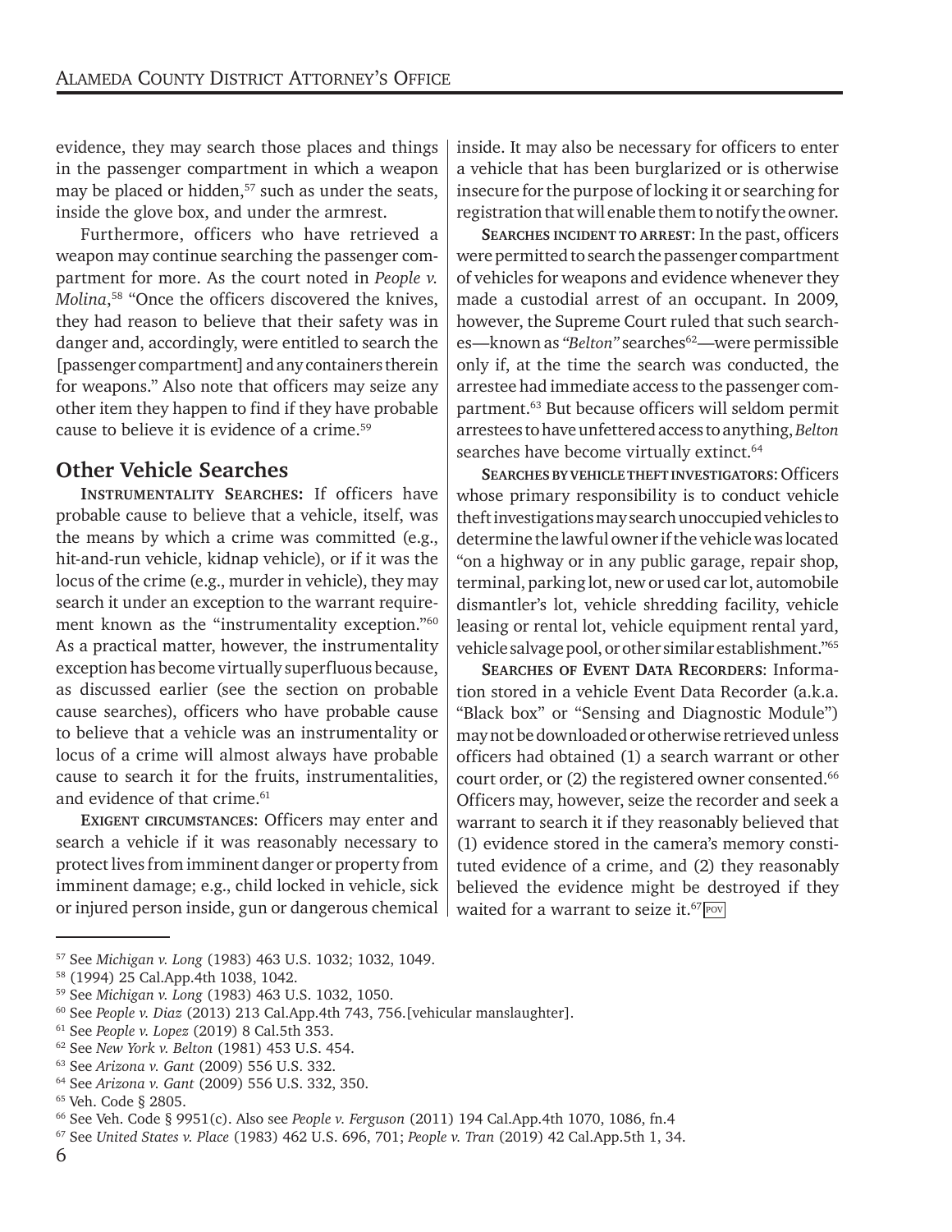evidence, they may search those places and things in the passenger compartment in which a weapon may be placed or hidden,[57] such as under the seats, inside the glove box, and under the armrest.

Furthermore, officers who have retrieved a weapon may continue searching the passenger compartment for more. As the court noted in *People v. Molina*,[58] "Once the officers discovered the knives, they had reason to believe that their safety was in danger and, accordingly, were entitled to search the [passenger compartment] and any containers therein for weapons." Also note that officers may seize any other item they happen to find if they have probable cause to believe it is evidence of a crime.[59]

## Other Vehicle Searches

**Instrumentality Searches:** If officers have probable cause to believe that a vehicle, itself, was the means by which a crime was committed (e.g., hit-and-run vehicle, kidnap vehicle), or if it was the locus of the crime (e.g., murder in vehicle), they may search it under an exception to the warrant requirement known as the "instrumentality exception."[60] As a practical matter, however, the instrumentality exception has become virtually superfluous because, as discussed earlier (see the section on probable cause searches), officers who have probable cause to believe that a vehicle was an instrumentality or locus of a crime will almost always have probable cause to search it for the fruits, instrumentalities, and evidence of that crime.[61]

**Exigent circumstances**: Officers may enter and search a vehicle if it was reasonably necessary to protect lives from imminent danger or property from imminent damage; e.g., child locked in vehicle, sick or injured person inside, gun or dangerous chemical inside. It may also be necessary for officers to enter a vehicle that has been burglarized or is otherwise insecure for the purpose of locking it or searching for registration that will enable them to notify the owner.

**Searches incident to arrest**: In the past, officers were permitted to search the passenger compartment of vehicles for weapons and evidence whenever they made a custodial arrest of an occupant. In 2009, however, the Supreme Court ruled that such searches—known as *"Belton"* searches[62]—were permissible only if, at the time the search was conducted, the arrestee had immediate access to the passenger compartment.[63] But because officers will seldom permit arrestees to have unfettered access to anything, *Belton* searches have become virtually extinct.[64]

**Searches by vehicle theft investigators**: Officers whose primary responsibility is to conduct vehicle theft investigations may search unoccupied vehicles to determine the lawful owner if the vehicle was located "on a highway or in any public garage, repair shop, terminal, parking lot, new or used car lot, automobile dismantler's lot, vehicle shredding facility, vehicle leasing or rental lot, vehicle equipment rental yard, vehicle salvage pool, or other similar establishment."[65]

**Searches of Event Data Recorders**: Information stored in a vehicle Event Data Recorder (a.k.a. "Black box" or "Sensing and Diagnostic Module") may not be downloaded or otherwise retrieved unless officers had obtained (1) a search warrant or other court order, or (2) the registered owner consented.[66] Officers may, however, seize the recorder and seek a warrant to search it if they reasonably believed that (1) evidence stored in the camera's memory constituted evidence of a crime, and (2) they reasonably believed the evidence might be destroyed if they waited for a warrant to seize it.[67] POV

---

57 See *Michigan v. Long* (1983) 463 U.S. 1032; 1032, 1049.
58 (1994) 25 Cal.App.4th 1038, 1042.
59 See *Michigan v. Long* (1983) 463 U.S. 1032, 1050.
60 See *People v. Diaz* (2013) 213 Cal.App.4th 743, 756.[vehicular manslaughter].
61 See *People v. Lopez* (2019) 8 Cal.5th 353.
62 See *New York v. Belton* (1981) 453 U.S. 454.
63 See *Arizona v. Gant* (2009) 556 U.S. 332.
64 See *Arizona v. Gant* (2009) 556 U.S. 332, 350.
65 Veh. Code § 2805.
66 See Veh. Code § 9951(c). Also see *People v. Ferguson* (2011) 194 Cal.App.4th 1070, 1086, fn.4
67 See *United States v. Place* (1983) 462 U.S. 696, 701; *People v. Tran* (2019) 42 Cal.App.5th 1, 34.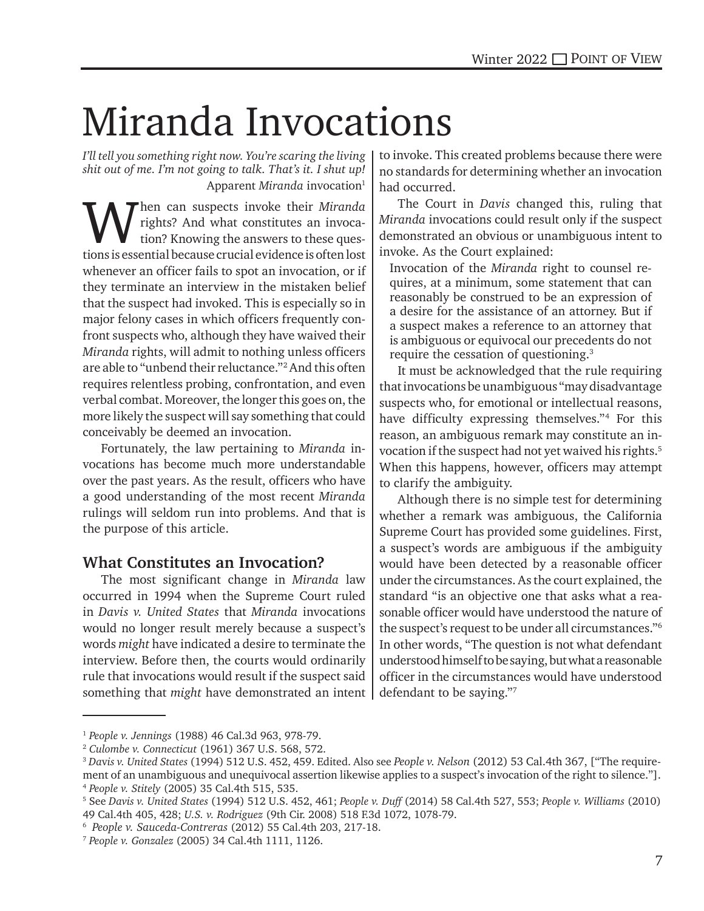# Miranda Invocations

*I'll tell you something right now. You're scaring the living shit out of me. I'm not going to talk. That's it. I shut up!*

Apparent *Miranda* invocation[1]

When can suspects invoke their *Miranda* rights? And what constitutes an invocation? Knowing the answers to these questions is essential because crucial evidence is often lost whenever an officer fails to spot an invocation, or if they terminate an interview in the mistaken belief that the suspect had invoked. This is especially so in major felony cases in which officers frequently confront suspects who, although they have waived their *Miranda* rights, will admit to nothing unless officers are able to "unbend their reluctance."[2] And this often requires relentless probing, confrontation, and even verbal combat. Moreover, the longer this goes on, the more likely the suspect will say something that could conceivably be deemed an invocation.

Fortunately, the law pertaining to *Miranda* invocations has become much more understandable over the past years. As the result, officers who have a good understanding of the most recent *Miranda* rulings will seldom run into problems. And that is the purpose of this article.

## What Constitutes an Invocation?

The most significant change in *Miranda* law occurred in 1994 when the Supreme Court ruled in *Davis v. United States* that *Miranda* invocations would no longer result merely because a suspect's words *might* have indicated a desire to terminate the interview. Before then, the courts would ordinarily rule that invocations would result if the suspect said something that *might* have demonstrated an intent to invoke. This created problems because there were no standards for determining whether an invocation had occurred.

The Court in *Davis* changed this, ruling that *Miranda* invocations could result only if the suspect demonstrated an obvious or unambiguous intent to invoke. As the Court explained:

> Invocation of the *Miranda* right to counsel requires, at a minimum, some statement that can reasonably be construed to be an expression of a desire for the assistance of an attorney. But if a suspect makes a reference to an attorney that is ambiguous or equivocal our precedents do not require the cessation of questioning.[3]

It must be acknowledged that the rule requiring that invocations be unambiguous "may disadvantage suspects who, for emotional or intellectual reasons, have difficulty expressing themselves."[4] For this reason, an ambiguous remark may constitute an invocation if the suspect had not yet waived his rights.[5] When this happens, however, officers may attempt to clarify the ambiguity.

Although there is no simple test for determining whether a remark was ambiguous, the California Supreme Court has provided some guidelines. First, a suspect's words are ambiguous if the ambiguity would have been detected by a reasonable officer under the circumstances. As the court explained, the standard "is an objective one that asks what a reasonable officer would have understood the nature of the suspect's request to be under all circumstances."[6] In other words, "The question is not what defendant understood himself to be saying, but what a reasonable officer in the circumstances would have understood defendant to be saying."[7]

---

[1] *People v. Jennings* (1988) 46 Cal.3d 963, 978-79.

[2] *Culombe v. Connecticut* (1961) 367 U.S. 568, 572.

[3] *Davis v. United States* (1994) 512 U.S. 452, 459. Edited. Also see *People v. Nelson* (2012) 53 Cal.4th 367, ["The requirement of an unambiguous and unequivocal assertion likewise applies to a suspect's invocation of the right to silence."].

[4] *People v. Stitely* (2005) 35 Cal.4th 515, 535.

[5] See *Davis v. United States* (1994) 512 U.S. 452, 461; *People v. Duff* (2014) 58 Cal.4th 527, 553; *People v. Williams* (2010) 49 Cal.4th 405, 428; *U.S. v. Rodriguez* (9th Cir. 2008) 518 F.3d 1072, 1078-79.

[6] *People v. Sauceda-Contreras* (2012) 55 Cal.4th 203, 217-18.

[7] *People v. Gonzalez* (2005) 34 Cal.4th 1111, 1126.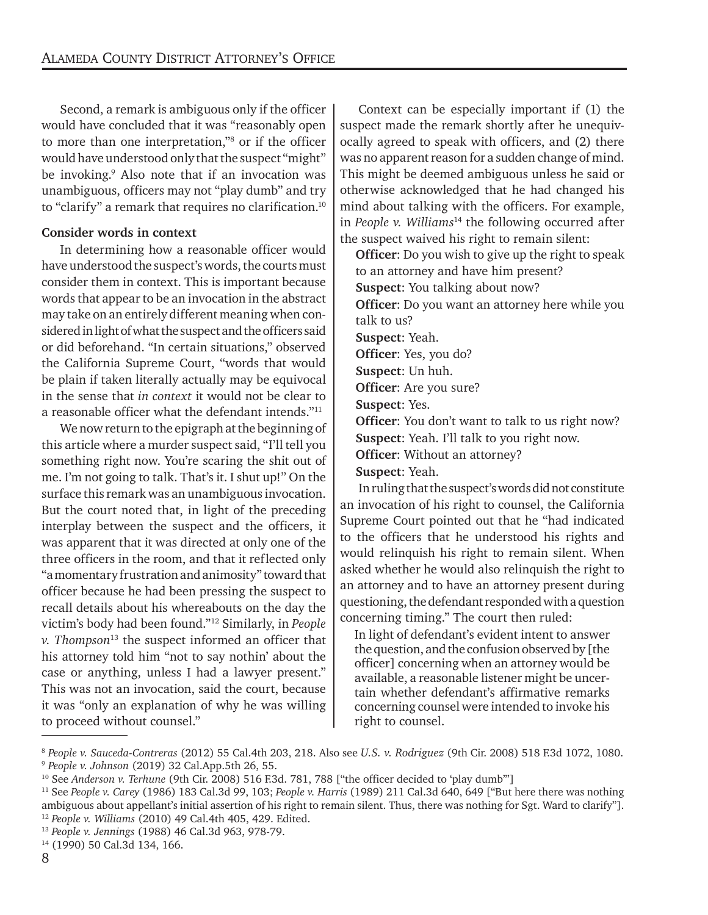Second, a remark is ambiguous only if the officer would have concluded that it was "reasonably open to more than one interpretation,"[8] or if the officer would have understood only that the suspect "might" be invoking.[9] Also note that if an invocation was unambiguous, officers may not "play dumb" and try to "clarify" a remark that requires no clarification.[10]

**Consider words in context**

In determining how a reasonable officer would have understood the suspect's words, the courts must consider them in context. This is important because words that appear to be an invocation in the abstract may take on an entirely different meaning when considered in light of what the suspect and the officers said or did beforehand. "In certain situations," observed the California Supreme Court, "words that would be plain if taken literally actually may be equivocal in the sense that *in context* it would not be clear to a reasonable officer what the defendant intends."[11]

We now return to the epigraph at the beginning of this article where a murder suspect said, "I'll tell you something right now. You're scaring the shit out of me. I'm not going to talk. That's it. I shut up!" On the surface this remark was an unambiguous invocation. But the court noted that, in light of the preceding interplay between the suspect and the officers, it was apparent that it was directed at only one of the three officers in the room, and that it reflected only "a momentary frustration and animosity" toward that officer because he had been pressing the suspect to recall details about his whereabouts on the day the victim's body had been found."[12] Similarly, in *People v. Thompson*[13] the suspect informed an officer that his attorney told him "not to say nothin' about the case or anything, unless I had a lawyer present." This was not an invocation, said the court, because it was "only an explanation of why he was willing to proceed without counsel."

Context can be especially important if (1) the suspect made the remark shortly after he unequivocally agreed to speak with officers, and (2) there was no apparent reason for a sudden change of mind. This might be deemed ambiguous unless he said or otherwise acknowledged that he had changed his mind about talking with the officers. For example, in *People v. Williams*[14] the following occurred after the suspect waived his right to remain silent:

**Officer**: Do you wish to give up the right to speak to an attorney and have him present?
**Suspect**: You talking about now?
**Officer**: Do you want an attorney here while you talk to us?
**Suspect**: Yeah.
**Officer**: Yes, you do?
**Suspect**: Un huh.
**Officer**: Are you sure?
**Suspect**: Yes.
**Officer**: You don't want to talk to us right now?
**Suspect**: Yeah. I'll talk to you right now.
**Officer**: Without an attorney?
**Suspect**: Yeah.

In ruling that the suspect's words did not constitute an invocation of his right to counsel, the California Supreme Court pointed out that he "had indicated to the officers that he understood his rights and would relinquish his right to remain silent. When asked whether he would also relinquish the right to an attorney and to have an attorney present during questioning, the defendant responded with a question concerning timing." The court then ruled:

> In light of defendant's evident intent to answer the question, and the confusion observed by [the officer] concerning when an attorney would be available, a reasonable listener might be uncertain whether defendant's affirmative remarks concerning counsel were intended to invoke his right to counsel.

---

[8] *People v. Sauceda-Contreras* (2012) 55 Cal.4th 203, 218. Also see *U.S. v. Rodriguez* (9th Cir. 2008) 518 F.3d 1072, 1080.
[9] *People v. Johnson* (2019) 32 Cal.App.5th 26, 55.
[10] See *Anderson v. Terhune* (9th Cir. 2008) 516 F.3d. 781, 788 ["the officer decided to 'play dumb'"]
[11] See *People v. Carey* (1986) 183 Cal.3d 99, 103; *People v. Harris* (1989) 211 Cal.3d 640, 649 ["But here there was nothing ambiguous about appellant's initial assertion of his right to remain silent. Thus, there was nothing for Sgt. Ward to clarify"].
[12] *People v. Williams* (2010) 49 Cal.4th 405, 429. Edited.
[13] *People v. Jennings* (1988) 46 Cal.3d 963, 978-79.
[14] (1990) 50 Cal.3d 134, 166.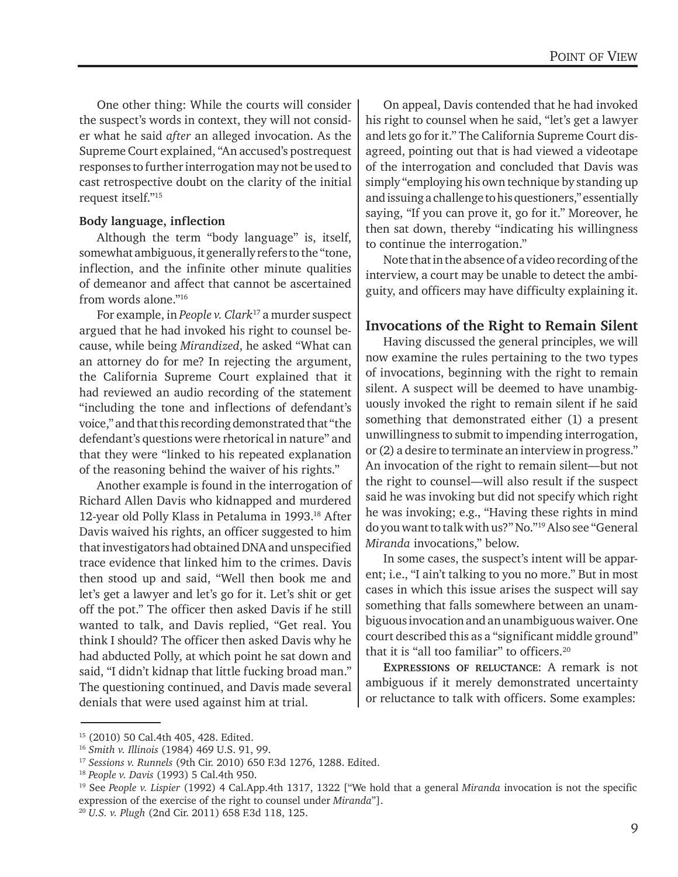One other thing: While the courts will consider the suspect's words in context, they will not consider what he said *after* an alleged invocation. As the Supreme Court explained, "An accused's postrequest responses to further interrogation may not be used to cast retrospective doubt on the clarity of the initial request itself."[15]

**Body language, inflection**

Although the term "body language" is, itself, somewhat ambiguous, it generally refers to the "tone, inflection, and the infinite other minute qualities of demeanor and affect that cannot be ascertained from words alone."[16]

For example, in *People v. Clark*[17] a murder suspect argued that he had invoked his right to counsel because, while being *Mirandized*, he asked "What can an attorney do for me? In rejecting the argument, the California Supreme Court explained that it had reviewed an audio recording of the statement "including the tone and inflections of defendant's voice," and that this recording demonstrated that "the defendant's questions were rhetorical in nature" and that they were "linked to his repeated explanation of the reasoning behind the waiver of his rights."

Another example is found in the interrogation of Richard Allen Davis who kidnapped and murdered 12-year old Polly Klass in Petaluma in 1993.[18] After Davis waived his rights, an officer suggested to him that investigators had obtained DNA and unspecified trace evidence that linked him to the crimes. Davis then stood up and said, "Well then book me and let's get a lawyer and let's go for it. Let's shit or get off the pot." The officer then asked Davis if he still wanted to talk, and Davis replied, "Get real. You think I should? The officer then asked Davis why he had abducted Polly, at which point he sat down and said, "I didn't kidnap that little fucking broad man." The questioning continued, and Davis made several denials that were used against him at trial.

On appeal, Davis contended that he had invoked his right to counsel when he said, "let's get a lawyer and lets go for it." The California Supreme Court disagreed, pointing out that is had viewed a videotape of the interrogation and concluded that Davis was simply "employing his own technique by standing up and issuing a challenge to his questioners," essentially saying, "If you can prove it, go for it." Moreover, he then sat down, thereby "indicating his willingness to continue the interrogation."

Note that in the absence of a video recording of the interview, a court may be unable to detect the ambiguity, and officers may have difficulty explaining it.

## Invocations of the Right to Remain Silent

Having discussed the general principles, we will now examine the rules pertaining to the two types of invocations, beginning with the right to remain silent. A suspect will be deemed to have unambiguously invoked the right to remain silent if he said something that demonstrated either (1) a present unwillingness to submit to impending interrogation, or (2) a desire to terminate an interview in progress." An invocation of the right to remain silent—but not the right to counsel—will also result if the suspect said he was invoking but did not specify which right he was invoking; e.g., "Having these rights in mind do you want to talk with us?" No."[19] Also see "General *Miranda* invocations," below.

In some cases, the suspect's intent will be apparent; i.e., "I ain't talking to you no more." But in most cases in which this issue arises the suspect will say something that falls somewhere between an unambiguous invocation and an unambiguous waiver. One court described this as a "significant middle ground" that it is "all too familiar" to officers.[20]

**Expressions of reluctance**: A remark is not ambiguous if it merely demonstrated uncertainty or reluctance to talk with officers. Some examples:

---

[15] (2010) 50 Cal.4th 405, 428. Edited.

[16] *Smith v. Illinois* (1984) 469 U.S. 91, 99.

[17] *Sessions v. Runnels* (9th Cir. 2010) 650 F.3d 1276, 1288. Edited.

[18] *People v. Davis* (1993) 5 Cal.4th 950.

[19] See *People v. Lispier* (1992) 4 Cal.App.4th 1317, 1322 ["We hold that a general *Miranda* invocation is not the specific expression of the exercise of the right to counsel under *Miranda*"].

[20] *U.S. v. Plugh* (2nd Cir. 2011) 658 F.3d 118, 125.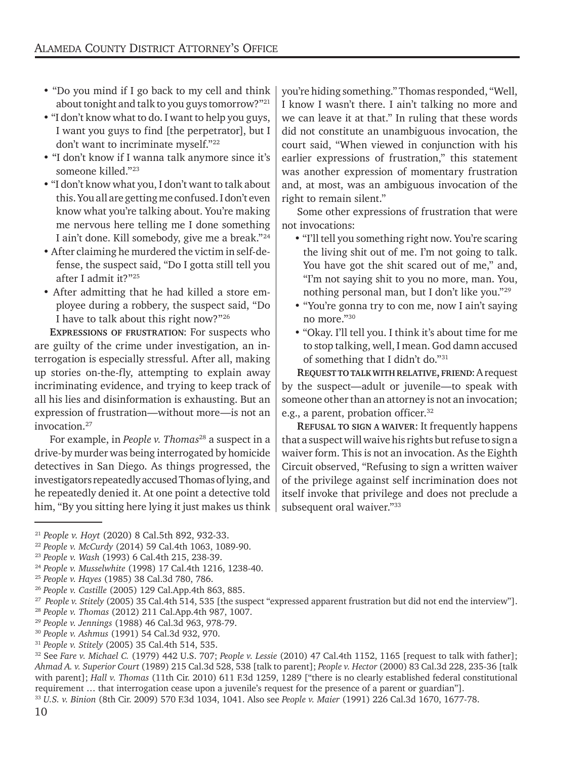- "Do you mind if I go back to my cell and think about tonight and talk to you guys tomorrow?"[21]
- "I don't know what to do. I want to help you guys, I want you guys to find [the perpetrator], but I don't want to incriminate myself."[22]
- "I don't know if I wanna talk anymore since it's someone killed."[23]
- "I don't know what you, I don't want to talk about this. You all are getting me confused. I don't even know what you're talking about. You're making me nervous here telling me I done something I ain't done. Kill somebody, give me a break."[24]
- After claiming he murdered the victim in self-defense, the suspect said, "Do I gotta still tell you after I admit it?"[25]
- After admitting that he had killed a store employee during a robbery, the suspect said, "Do I have to talk about this right now?"[26]

**Expressions of frustration**: For suspects who are guilty of the crime under investigation, an interrogation is especially stressful. After all, making up stories on-the-fly, attempting to explain away incriminating evidence, and trying to keep track of all his lies and disinformation is exhausting. But an expression of frustration—without more—is not an invocation.[27]

For example, in *People v. Thomas*[28] a suspect in a drive-by murder was being interrogated by homicide detectives in San Diego. As things progressed, the investigators repeatedly accused Thomas of lying, and he repeatedly denied it. At one point a detective told him, "By you sitting here lying it just makes us think you're hiding something." Thomas responded, "Well, I know I wasn't there. I ain't talking no more and we can leave it at that." In ruling that these words did not constitute an unambiguous invocation, the court said, "When viewed in conjunction with his earlier expressions of frustration," this statement was another expression of momentary frustration and, at most, was an ambiguous invocation of the right to remain silent."

Some other expressions of frustration that were not invocations:

- "I'll tell you something right now. You're scaring the living shit out of me. I'm not going to talk. You have got the shit scared out of me," and, "I'm not saying shit to you no more, man. You, nothing personal man, but I don't like you."[29]
- "You're gonna try to con me, now I ain't saying no more."[30]
- "Okay. I'll tell you. I think it's about time for me to stop talking, well, I mean. God damn accused of something that I didn't do."[31]

**Request to talk with relative, friend**: A request by the suspect—adult or juvenile—to speak with someone other than an attorney is not an invocation; e.g., a parent, probation officer.[32]

**Refusal to sign a waiver**: It frequently happens that a suspect will waive his rights but refuse to sign a waiver form. This is not an invocation. As the Eighth Circuit observed, "Refusing to sign a written waiver of the privilege against self incrimination does not itself invoke that privilege and does not preclude a subsequent oral waiver."[33]

---

[21] *People v. Hoyt* (2020) 8 Cal.5th 892, 932-33.
[22] *People v. McCurdy* (2014) 59 Cal.4th 1063, 1089-90.
[23] *People v. Wash* (1993) 6 Cal.4th 215, 238-39.
[24] *People v. Musselwhite* (1998) 17 Cal.4th 1216, 1238-40.
[25] *People v. Hayes* (1985) 38 Cal.3d 780, 786.
[26] *People v. Castille* (2005) 129 Cal.App.4th 863, 885.
[27] *People v. Stitely* (2005) 35 Cal.4th 514, 535 [the suspect "expressed apparent frustration but did not end the interview"].
[28] *People v. Thomas* (2012) 211 Cal.App.4th 987, 1007.
[29] *People v. Jennings* (1988) 46 Cal.3d 963, 978-79.
[30] *People v. Ashmus* (1991) 54 Cal.3d 932, 970.
[31] *People v. Stitely* (2005) 35 Cal.4th 514, 535.
[32] See *Fare v. Michael C.* (1979) 442 U.S. 707; *People v. Lessie* (2010) 47 Cal.4th 1152, 1165 [request to talk with father]; *Ahmad A. v. Superior Court* (1989) 215 Cal.3d 528, 538 [talk to parent]; *People v. Hector* (2000) 83 Cal.3d 228, 235-36 [talk with parent]; *Hall v. Thomas* (11th Cir. 2010) 611 F.3d 1259, 1289 ["there is no clearly established federal constitutional requirement … that interrogation cease upon a juvenile's request for the presence of a parent or guardian"].
[33] *U.S. v. Binion* (8th Cir. 2009) 570 F.3d 1034, 1041. Also see *People v. Maier* (1991) 226 Cal.3d 1670, 1677-78.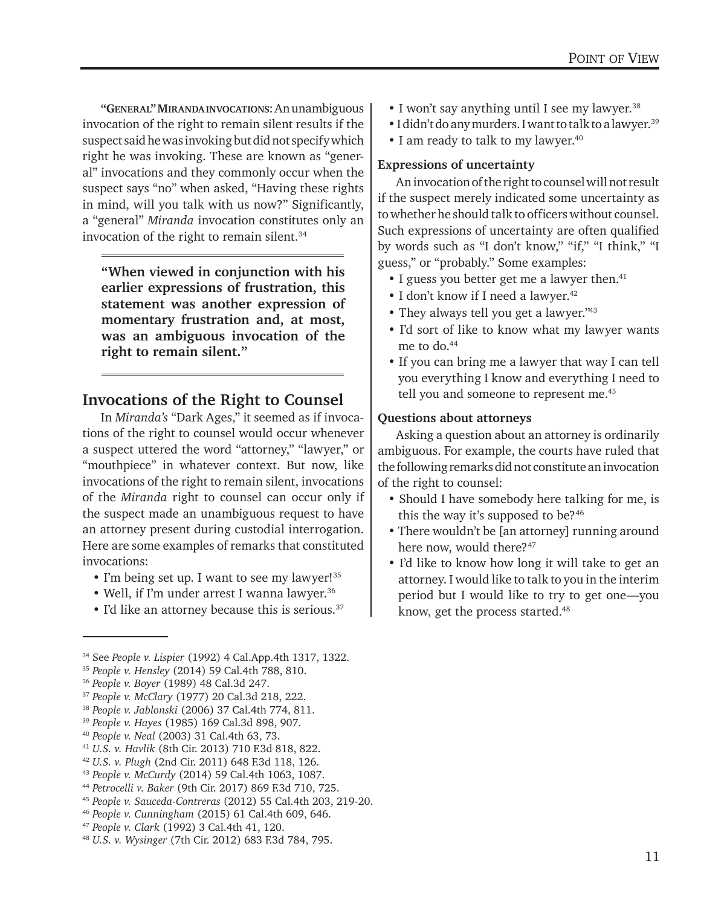**"GENERAL" MIRANDA INVOCATIONS**: An unambiguous invocation of the right to remain silent results if the suspect said he was invoking but did not specify which right he was invoking. These are known as "general" invocations and they commonly occur when the suspect says "no" when asked, "Having these rights in mind, will you talk with us now?" Significantly, a "general" *Miranda* invocation constitutes only an invocation of the right to remain silent.[34]

> **"When viewed in conjunction with his earlier expressions of frustration, this statement was another expression of momentary frustration and, at most, was an ambiguous invocation of the right to remain silent."**

## Invocations of the Right to Counsel

In *Miranda's* "Dark Ages," it seemed as if invocations of the right to counsel would occur whenever a suspect uttered the word "attorney," "lawyer," or "mouthpiece" in whatever context. But now, like invocations of the right to remain silent, invocations of the *Miranda* right to counsel can occur only if the suspect made an unambiguous request to have an attorney present during custodial interrogation. Here are some examples of remarks that constituted invocations:

- I'm being set up. I want to see my lawyer![35]
- Well, if I'm under arrest I wanna lawyer.[36]
- I'd like an attorney because this is serious.[37]
- I won't say anything until I see my lawyer.[38]
- I didn't do any murders. I want to talk to a lawyer.[39]
- I am ready to talk to my lawyer.[40]

### Expressions of uncertainty

An invocation of the right to counsel will not result if the suspect merely indicated some uncertainty as to whether he should talk to officers without counsel. Such expressions of uncertainty are often qualified by words such as "I don't know," "if," "I think," "I guess," or "probably." Some examples:

- I guess you better get me a lawyer then.[41]
- I don't know if I need a lawyer.[42]
- They always tell you get a lawyer."[43]
- I'd sort of like to know what my lawyer wants me to do.[44]
- If you can bring me a lawyer that way I can tell you everything I know and everything I need to tell you and someone to represent me.[45]

### Questions about attorneys

Asking a question about an attorney is ordinarily ambiguous. For example, the courts have ruled that the following remarks did not constitute an invocation of the right to counsel:

- Should I have somebody here talking for me, is this the way it's supposed to be?[46]
- There wouldn't be [an attorney] running around here now, would there?[47]
- I'd like to know how long it will take to get an attorney. I would like to talk to you in the interim period but I would like to try to get one—you know, get the process started.[48]

---

[34] See *People v. Lispier* (1992) 4 Cal.App.4th 1317, 1322.
[35] *People v. Hensley* (2014) 59 Cal.4th 788, 810.
[36] *People v. Boyer* (1989) 48 Cal.3d 247.
[37] *People v. McClary* (1977) 20 Cal.3d 218, 222.
[38] *People v. Jablonski* (2006) 37 Cal.4th 774, 811.
[39] *People v. Hayes* (1985) 169 Cal.3d 898, 907.
[40] *People v. Neal* (2003) 31 Cal.4th 63, 73.
[41] *U.S. v. Havlik* (8th Cir. 2013) 710 F.3d 818, 822.
[42] *U.S. v. Plugh* (2nd Cir. 2011) 648 F.3d 118, 126.
[43] *People v. McCurdy* (2014) 59 Cal.4th 1063, 1087.
[44] *Petrocelli v. Baker* (9th Cir. 2017) 869 F.3d 710, 725.
[45] *People v. Sauceda-Contreras* (2012) 55 Cal.4th 203, 219-20.
[46] *People v. Cunningham* (2015) 61 Cal.4th 609, 646.
[47] *People v. Clark* (1992) 3 Cal.4th 41, 120.
[48] *U.S. v. Wysinger* (7th Cir. 2012) 683 F.3d 784, 795.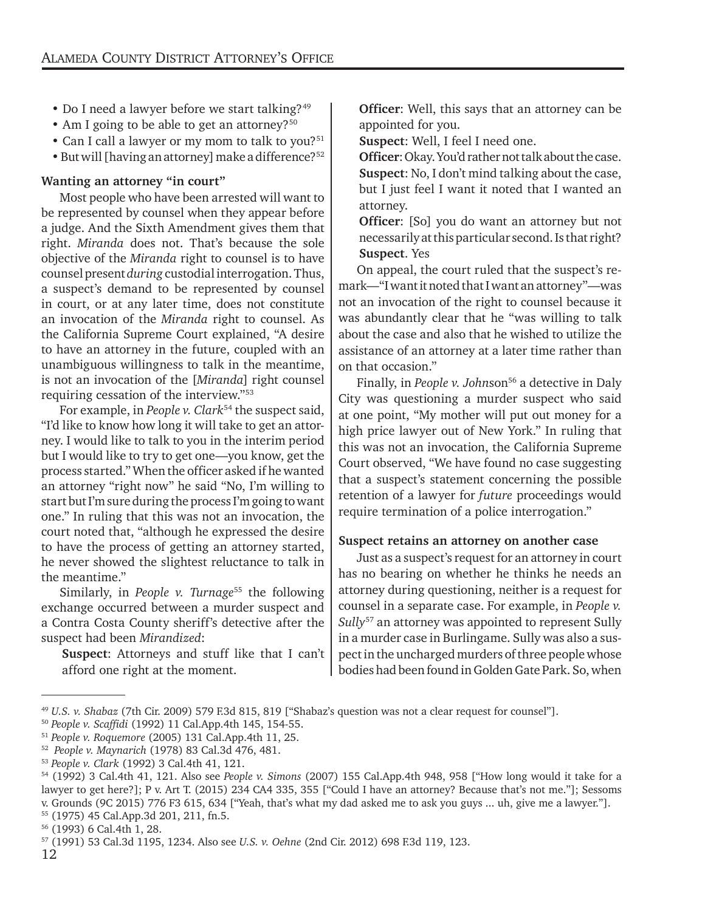- Do I need a lawyer before we start talking?[49]
- Am I going to be able to get an attorney?[50]
- Can I call a lawyer or my mom to talk to you?[51]
- But will [having an attorney] make a difference?[52]

**Wanting an attorney "in court"**

Most people who have been arrested will want to be represented by counsel when they appear before a judge. And the Sixth Amendment gives them that right. *Miranda* does not. That's because the sole objective of the *Miranda* right to counsel is to have counsel present *during* custodial interrogation. Thus, a suspect's demand to be represented by counsel in court, or at any later time, does not constitute an invocation of the *Miranda* right to counsel. As the California Supreme Court explained, "A desire to have an attorney in the future, coupled with an unambiguous willingness to talk in the meantime, is not an invocation of the [*Miranda*] right counsel requiring cessation of the interview."[53]

For example, in *People v. Clark*[54] the suspect said, "I'd like to know how long it will take to get an attorney. I would like to talk to you in the interim period but I would like to try to get one—you know, get the process started." When the officer asked if he wanted an attorney "right now" he said "No, I'm willing to start but I'm sure during the process I'm going to want one." In ruling that this was not an invocation, the court noted that, "although he expressed the desire to have the process of getting an attorney started, he never showed the slightest reluctance to talk in the meantime."

Similarly, in *People v. Turnage*[55] the following exchange occurred between a murder suspect and a Contra Costa County sheriff's detective after the suspect had been *Mirandized*:

> **Suspect**: Attorneys and stuff like that I can't afford one right at the moment.
>
> **Officer**: Well, this says that an attorney can be appointed for you.
>
> **Suspect**: Well, I feel I need one.
>
> **Officer**: Okay. You'd rather not talk about the case.
>
> **Suspect**: No, I don't mind talking about the case, but I just feel I want it noted that I wanted an attorney.
>
> **Officer**: [So] you do want an attorney but not necessarily at this particular second. Is that right?
>
> **Suspect**. Yes

On appeal, the court ruled that the suspect's remark—"I want it noted that I want an attorney"—was not an invocation of the right to counsel because it was abundantly clear that he "was willing to talk about the case and also that he wished to utilize the assistance of an attorney at a later time rather than on that occasion."

Finally, in *People v. Johnson*[56] a detective in Daly City was questioning a murder suspect who said at one point, "My mother will put out money for a high price lawyer out of New York." In ruling that this was not an invocation, the California Supreme Court observed, "We have found no case suggesting that a suspect's statement concerning the possible retention of a lawyer for *future* proceedings would require termination of a police interrogation."

**Suspect retains an attorney on another case**

Just as a suspect's request for an attorney in court has no bearing on whether he thinks he needs an attorney during questioning, neither is a request for counsel in a separate case. For example, in *People v. Sully*[57] an attorney was appointed to represent Sully in a murder case in Burlingame. Sully was also a suspect in the uncharged murders of three people whose bodies had been found in Golden Gate Park. So, when

---

[49] *U.S. v. Shabaz* (7th Cir. 2009) 579 F.3d 815, 819 ["Shabaz's question was not a clear request for counsel"].
[50] *People v. Scaffidi* (1992) 11 Cal.App.4th 145, 154-55.
[51] *People v. Roquemore* (2005) 131 Cal.App.4th 11, 25.
[52] *People v. Maynarich* (1978) 83 Cal.3d 476, 481.
[53] *People v. Clark* (1992) 3 Cal.4th 41, 121.
[54] (1992) 3 Cal.4th 41, 121. Also see *People v. Simons* (2007) 155 Cal.App.4th 948, 958 ["How long would it take for a lawyer to get here?]; P v. Art T. (2015) 234 CA4 335, 355 ["Could I have an attorney? Because that's not me."]; Sessoms v. Grounds (9C 2015) 776 F3 615, 634 ["Yeah, that's what my dad asked me to ask you guys ... uh, give me a lawyer."].
[55] (1975) 45 Cal.App.3d 201, 211, fn.5.
[56] (1993) 6 Cal.4th 1, 28.
[57] (1991) 53 Cal.3d 1195, 1234. Also see *U.S. v. Oehne* (2nd Cir. 2012) 698 F.3d 119, 123.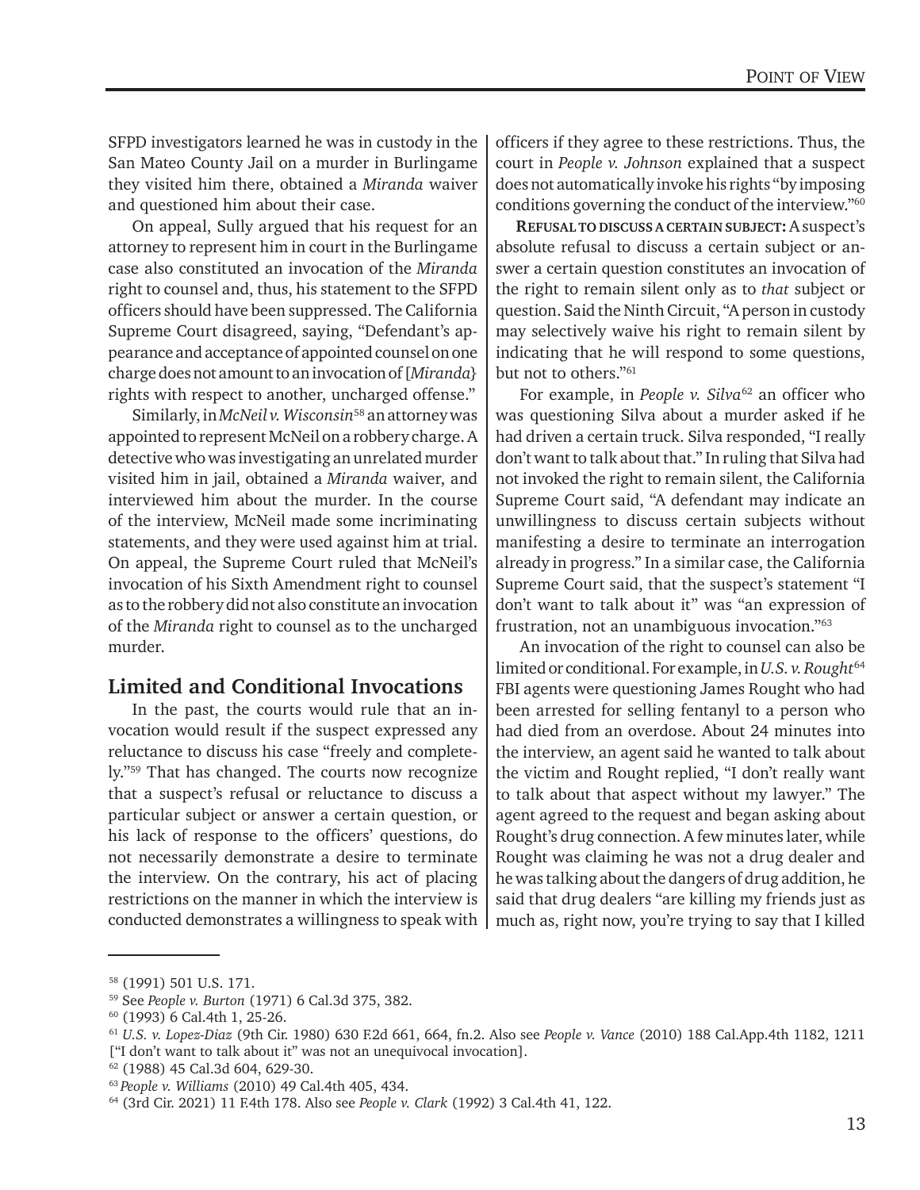SFPD investigators learned he was in custody in the San Mateo County Jail on a murder in Burlingame they visited him there, obtained a *Miranda* waiver and questioned him about their case.

On appeal, Sully argued that his request for an attorney to represent him in court in the Burlingame case also constituted an invocation of the *Miranda* right to counsel and, thus, his statement to the SFPD officers should have been suppressed. The California Supreme Court disagreed, saying, "Defendant's appearance and acceptance of appointed counsel on one charge does not amount to an invocation of [*Miranda*} rights with respect to another, uncharged offense."

Similarly, in *McNeil v. Wisconsin*[58] an attorney was appointed to represent McNeil on a robbery charge. A detective who was investigating an unrelated murder visited him in jail, obtained a *Miranda* waiver, and interviewed him about the murder. In the course of the interview, McNeil made some incriminating statements, and they were used against him at trial. On appeal, the Supreme Court ruled that McNeil's invocation of his Sixth Amendment right to counsel as to the robbery did not also constitute an invocation of the *Miranda* right to counsel as to the uncharged murder.

## Limited and Conditional Invocations

In the past, the courts would rule that an invocation would result if the suspect expressed any reluctance to discuss his case "freely and completely."[59] That has changed. The courts now recognize that a suspect's refusal or reluctance to discuss a particular subject or answer a certain question, or his lack of response to the officers' questions, do not necessarily demonstrate a desire to terminate the interview. On the contrary, his act of placing restrictions on the manner in which the interview is conducted demonstrates a willingness to speak with officers if they agree to these restrictions. Thus, the court in *People v. Johnson* explained that a suspect does not automatically invoke his rights "by imposing conditions governing the conduct of the interview."[60]

**REFUSAL TO DISCUSS A CERTAIN SUBJECT:** A suspect's absolute refusal to discuss a certain subject or answer a certain question constitutes an invocation of the right to remain silent only as to *that* subject or question. Said the Ninth Circuit, "A person in custody may selectively waive his right to remain silent by indicating that he will respond to some questions, but not to others."[61]

For example, in *People v. Silva*[62] an officer who was questioning Silva about a murder asked if he had driven a certain truck. Silva responded, "I really don't want to talk about that." In ruling that Silva had not invoked the right to remain silent, the California Supreme Court said, "A defendant may indicate an unwillingness to discuss certain subjects without manifesting a desire to terminate an interrogation already in progress." In a similar case, the California Supreme Court said, that the suspect's statement "I don't want to talk about it" was "an expression of frustration, not an unambiguous invocation."[63]

An invocation of the right to counsel can also be limited or conditional. For example, in *U.S. v. Rought*[64] FBI agents were questioning James Rought who had been arrested for selling fentanyl to a person who had died from an overdose. About 24 minutes into the interview, an agent said he wanted to talk about the victim and Rought replied, "I don't really want to talk about that aspect without my lawyer." The agent agreed to the request and began asking about Rought's drug connection. A few minutes later, while Rought was claiming he was not a drug dealer and he was talking about the dangers of drug addition, he said that drug dealers "are killing my friends just as much as, right now, you're trying to say that I killed

---

[58] (1991) 501 U.S. 171.

[59] See *People v. Burton* (1971) 6 Cal.3d 375, 382.

[60] (1993) 6 Cal.4th 1, 25-26.

[61] *U.S. v. Lopez-Diaz* (9th Cir. 1980) 630 F.2d 661, 664, fn.2. Also see *People v. Vance* (2010) 188 Cal.App.4th 1182, 1211 ["I don't want to talk about it" was not an unequivocal invocation].

[62] (1988) 45 Cal.3d 604, 629-30.

[63] *People v. Williams* (2010) 49 Cal.4th 405, 434.

[64] (3rd Cir. 2021) 11 F.4th 178. Also see *People v. Clark* (1992) 3 Cal.4th 41, 122.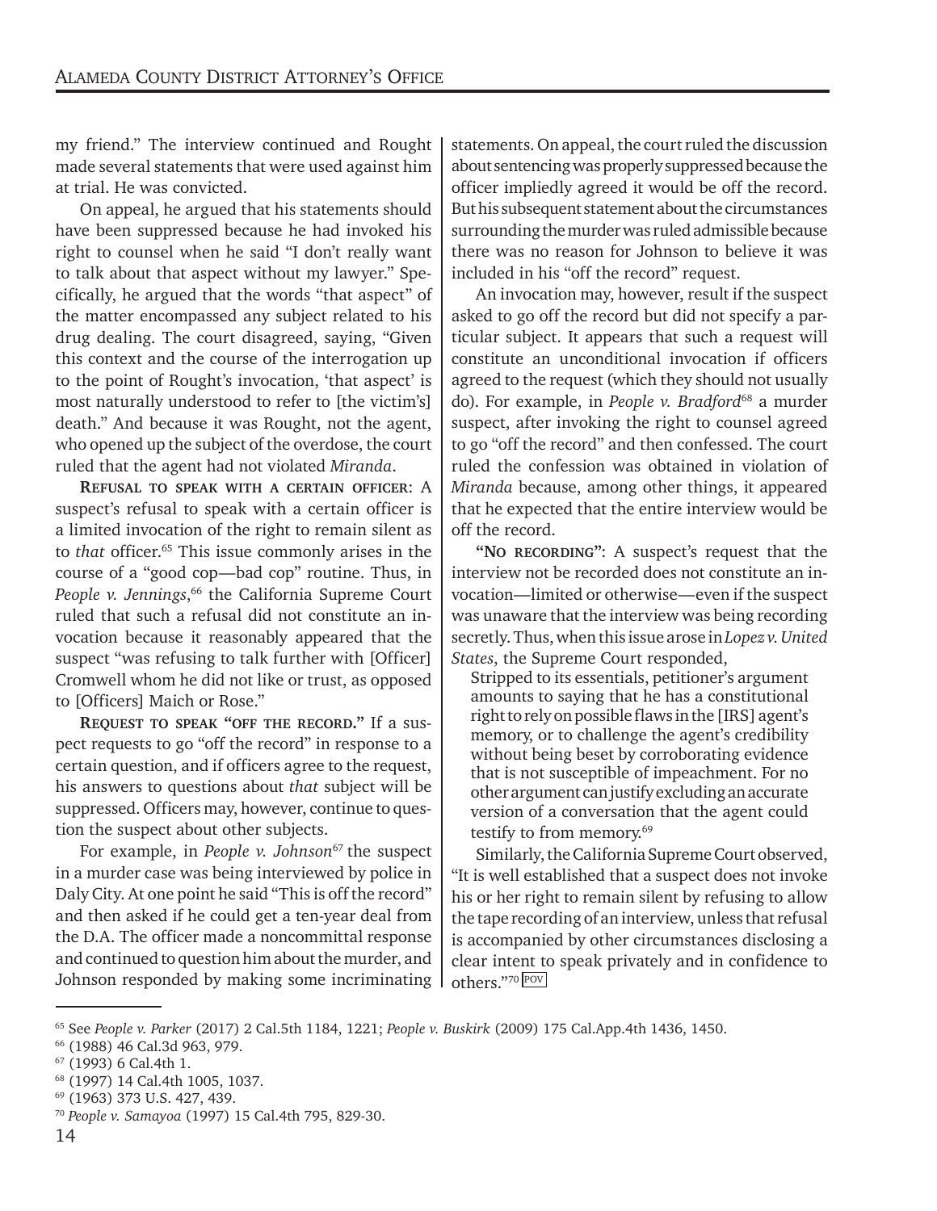my friend." The interview continued and Rought made several statements that were used against him at trial. He was convicted.

On appeal, he argued that his statements should have been suppressed because he had invoked his right to counsel when he said "I don't really want to talk about that aspect without my lawyer." Specifically, he argued that the words "that aspect" of the matter encompassed any subject related to his drug dealing. The court disagreed, saying, "Given this context and the course of the interrogation up to the point of Rought's invocation, 'that aspect' is most naturally understood to refer to [the victim's] death." And because it was Rought, not the agent, who opened up the subject of the overdose, the court ruled that the agent had not violated *Miranda*.

**Refusal to speak with a certain officer**: A suspect's refusal to speak with a certain officer is a limited invocation of the right to remain silent as to *that* officer.[65] This issue commonly arises in the course of a "good cop—bad cop" routine. Thus, in *People v. Jennings*,[66] the California Supreme Court ruled that such a refusal did not constitute an invocation because it reasonably appeared that the suspect "was refusing to talk further with [Officer] Cromwell whom he did not like or trust, as opposed to [Officers] Maich or Rose."

**Request to speak "off the record."** If a suspect requests to go "off the record" in response to a certain question, and if officers agree to the request, his answers to questions about *that* subject will be suppressed. Officers may, however, continue to question the suspect about other subjects.

For example, in *People v. Johnson*[67] the suspect in a murder case was being interviewed by police in Daly City. At one point he said "This is off the record" and then asked if he could get a ten-year deal from the D.A. The officer made a noncommittal response and continued to question him about the murder, and Johnson responded by making some incriminating statements. On appeal, the court ruled the discussion about sentencing was properly suppressed because the officer impliedly agreed it would be off the record. But his subsequent statement about the circumstances surrounding the murder was ruled admissible because there was no reason for Johnson to believe it was included in his "off the record" request.

An invocation may, however, result if the suspect asked to go off the record but did not specify a particular subject. It appears that such a request will constitute an unconditional invocation if officers agreed to the request (which they should not usually do). For example, in *People v. Bradford*[68] a murder suspect, after invoking the right to counsel agreed to go "off the record" and then confessed. The court ruled the confession was obtained in violation of *Miranda* because, among other things, it appeared that he expected that the entire interview would be off the record.

**"No recording"**: A suspect's request that the interview not be recorded does not constitute an invocation—limited or otherwise—even if the suspect was unaware that the interview was being recording secretly. Thus, when this issue arose in *Lopez v. United States*, the Supreme Court responded,

> Stripped to its essentials, petitioner's argument amounts to saying that he has a constitutional right to rely on possible flaws in the [IRS] agent's memory, or to challenge the agent's credibility without being beset by corroborating evidence that is not susceptible of impeachment. For no other argument can justify excluding an accurate version of a conversation that the agent could testify to from memory.[69]

Similarly, the California Supreme Court observed, "It is well established that a suspect does not invoke his or her right to remain silent by refusing to allow the tape recording of an interview, unless that refusal is accompanied by other circumstances disclosing a clear intent to speak privately and in confidence to others."[70] POV

---

[65] See *People v. Parker* (2017) 2 Cal.5th 1184, 1221; *People v. Buskirk* (2009) 175 Cal.App.4th 1436, 1450.
[66] (1988) 46 Cal.3d 963, 979.
[67] (1993) 6 Cal.4th 1.
[68] (1997) 14 Cal.4th 1005, 1037.
[69] (1963) 373 U.S. 427, 439.
[70] *People v. Samayoa* (1997) 15 Cal.4th 795, 829-30.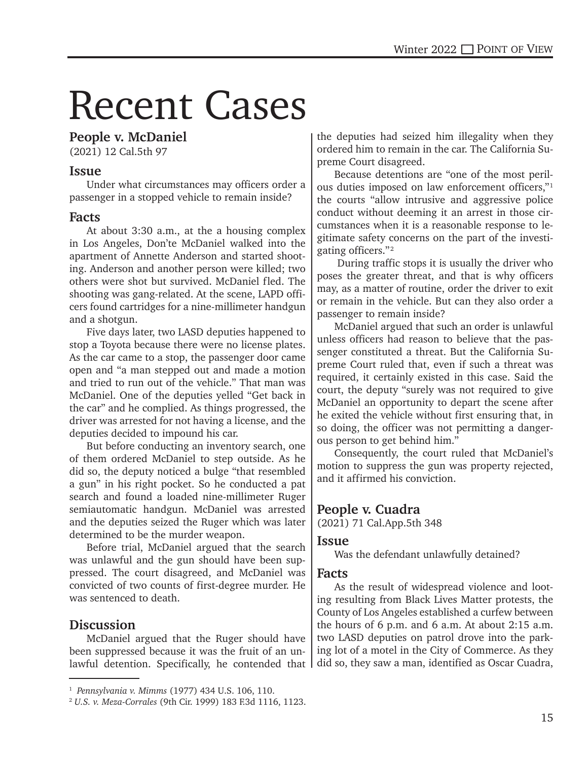# Recent Cases

## People v. McDaniel

(2021) 12 Cal.5th 97

### Issue

Under what circumstances may officers order a passenger in a stopped vehicle to remain inside?

### Facts

At about 3:30 a.m., at the a housing complex in Los Angeles, Don'te McDaniel walked into the apartment of Annette Anderson and started shooting. Anderson and another person were killed; two others were shot but survived. McDaniel fled. The shooting was gang-related. At the scene, LAPD officers found cartridges for a nine-millimeter handgun and a shotgun.

Five days later, two LASD deputies happened to stop a Toyota because there were no license plates. As the car came to a stop, the passenger door came open and "a man stepped out and made a motion and tried to run out of the vehicle." That man was McDaniel. One of the deputies yelled "Get back in the car" and he complied. As things progressed, the driver was arrested for not having a license, and the deputies decided to impound his car.

But before conducting an inventory search, one of them ordered McDaniel to step outside. As he did so, the deputy noticed a bulge "that resembled a gun" in his right pocket. So he conducted a pat search and found a loaded nine-millimeter Ruger semiautomatic handgun. McDaniel was arrested and the deputies seized the Ruger which was later determined to be the murder weapon.

Before trial, McDaniel argued that the search was unlawful and the gun should have been suppressed. The court disagreed, and McDaniel was convicted of two counts of first-degree murder. He was sentenced to death.

### Discussion

McDaniel argued that the Ruger should have been suppressed because it was the fruit of an unlawful detention. Specifically, he contended that the deputies had seized him illegality when they ordered him to remain in the car. The California Supreme Court disagreed.

Because detentions are "one of the most perilous duties imposed on law enforcement officers,"[1] the courts "allow intrusive and aggressive police conduct without deeming it an arrest in those circumstances when it is a reasonable response to legitimate safety concerns on the part of the investigating officers."[2]

During traffic stops it is usually the driver who poses the greater threat, and that is why officers may, as a matter of routine, order the driver to exit or remain in the vehicle. But can they also order a passenger to remain inside?

McDaniel argued that such an order is unlawful unless officers had reason to believe that the passenger constituted a threat. But the California Supreme Court ruled that, even if such a threat was required, it certainly existed in this case. Said the court, the deputy "surely was not required to give McDaniel an opportunity to depart the scene after he exited the vehicle without first ensuring that, in so doing, the officer was not permitting a dangerous person to get behind him."

Consequently, the court ruled that McDaniel's motion to suppress the gun was property rejected, and it affirmed his conviction.

## People v. Cuadra

(2021) 71 Cal.App.5th 348

### Issue

Was the defendant unlawfully detained?

### Facts

As the result of widespread violence and looting resulting from Black Lives Matter protests, the County of Los Angeles established a curfew between the hours of 6 p.m. and 6 a.m. At about 2:15 a.m. two LASD deputies on patrol drove into the parking lot of a motel in the City of Commerce. As they did so, they saw a man, identified as Oscar Cuadra,

---

[1] *Pennsylvania v. Mimms* (1977) 434 U.S. 106, 110.

[2] *U.S. v. Meza-Corrales* (9th Cir. 1999) 183 F.3d 1116, 1123.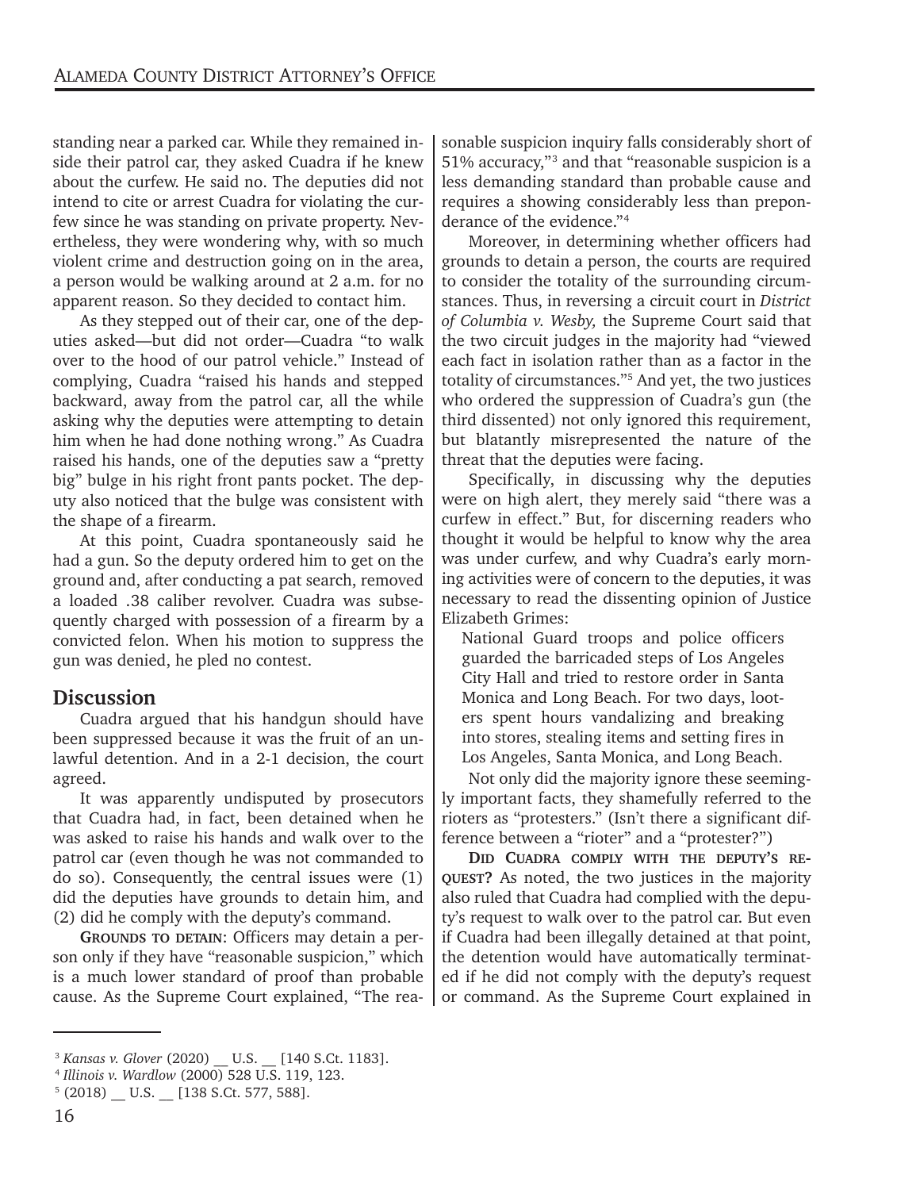standing near a parked car. While they remained inside their patrol car, they asked Cuadra if he knew about the curfew. He said no. The deputies did not intend to cite or arrest Cuadra for violating the curfew since he was standing on private property. Nevertheless, they were wondering why, with so much violent crime and destruction going on in the area, a person would be walking around at 2 a.m. for no apparent reason. So they decided to contact him.

As they stepped out of their car, one of the deputies asked—but did not order—Cuadra "to walk over to the hood of our patrol vehicle." Instead of complying, Cuadra "raised his hands and stepped backward, away from the patrol car, all the while asking why the deputies were attempting to detain him when he had done nothing wrong." As Cuadra raised his hands, one of the deputies saw a "pretty big" bulge in his right front pants pocket. The deputy also noticed that the bulge was consistent with the shape of a firearm.

At this point, Cuadra spontaneously said he had a gun. So the deputy ordered him to get on the ground and, after conducting a pat search, removed a loaded .38 caliber revolver. Cuadra was subsequently charged with possession of a firearm by a convicted felon. When his motion to suppress the gun was denied, he pled no contest.

## Discussion

Cuadra argued that his handgun should have been suppressed because it was the fruit of an unlawful detention. And in a 2-1 decision, the court agreed.

It was apparently undisputed by prosecutors that Cuadra had, in fact, been detained when he was asked to raise his hands and walk over to the patrol car (even though he was not commanded to do so). Consequently, the central issues were (1) did the deputies have grounds to detain him, and (2) did he comply with the deputy's command.

**Grounds to detain**: Officers may detain a person only if they have "reasonable suspicion," which is a much lower standard of proof than probable cause. As the Supreme Court explained, "The reasonable suspicion inquiry falls considerably short of 51% accuracy,"[3] and that "reasonable suspicion is a less demanding standard than probable cause and requires a showing considerably less than preponderance of the evidence."[4]

Moreover, in determining whether officers had grounds to detain a person, the courts are required to consider the totality of the surrounding circumstances. Thus, in reversing a circuit court in *District of Columbia v. Wesby,* the Supreme Court said that the two circuit judges in the majority had "viewed each fact in isolation rather than as a factor in the totality of circumstances."[5] And yet, the two justices who ordered the suppression of Cuadra's gun (the third dissented) not only ignored this requirement, but blatantly misrepresented the nature of the threat that the deputies were facing.

Specifically, in discussing why the deputies were on high alert, they merely said "there was a curfew in effect." But, for discerning readers who thought it would be helpful to know why the area was under curfew, and why Cuadra's early morning activities were of concern to the deputies, it was necessary to read the dissenting opinion of Justice Elizabeth Grimes:

> National Guard troops and police officers guarded the barricaded steps of Los Angeles City Hall and tried to restore order in Santa Monica and Long Beach. For two days, looters spent hours vandalizing and breaking into stores, stealing items and setting fires in Los Angeles, Santa Monica, and Long Beach.

Not only did the majority ignore these seemingly important facts, they shamefully referred to the rioters as "protesters." (Isn't there a significant difference between a "rioter" and a "protester?")

**Did Cuadra comply with the deputy's request?** As noted, the two justices in the majority also ruled that Cuadra had complied with the deputy's request to walk over to the patrol car. But even if Cuadra had been illegally detained at that point, the detention would have automatically terminated if he did not comply with the deputy's request or command. As the Supreme Court explained in

---

[3] *Kansas v. Glover* (2020) __ U.S. __ [140 S.Ct. 1183].

[4] *Illinois v. Wardlow* (2000) 528 U.S. 119, 123.

[5] (2018) __ U.S. __ [138 S.Ct. 577, 588].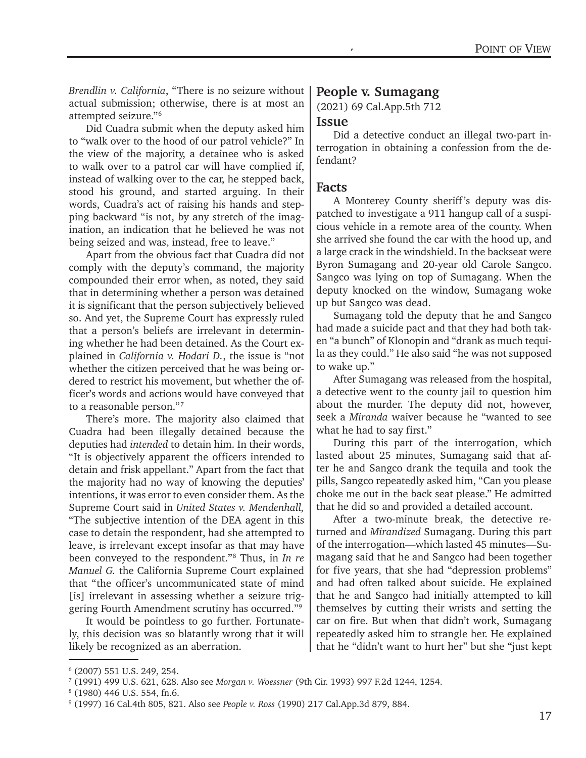*Brendlin v. California*, "There is no seizure without actual submission; otherwise, there is at most an attempted seizure."[6]

Did Cuadra submit when the deputy asked him to "walk over to the hood of our patrol vehicle?" In the view of the majority, a detainee who is asked to walk over to a patrol car will have complied if, instead of walking over to the car, he stepped back, stood his ground, and started arguing. In their words, Cuadra's act of raising his hands and stepping backward "is not, by any stretch of the imagination, an indication that he believed he was not being seized and was, instead, free to leave."

Apart from the obvious fact that Cuadra did not comply with the deputy's command, the majority compounded their error when, as noted, they said that in determining whether a person was detained it is significant that the person subjectively believed so. And yet, the Supreme Court has expressly ruled that a person's beliefs are irrelevant in determining whether he had been detained. As the Court explained in *California v. Hodari D.*, the issue is "not whether the citizen perceived that he was being ordered to restrict his movement, but whether the officer's words and actions would have conveyed that to a reasonable person."[7]

There's more. The majority also claimed that Cuadra had been illegally detained because the deputies had *intended* to detain him. In their words, "It is objectively apparent the officers intended to detain and frisk appellant." Apart from the fact that the majority had no way of knowing the deputies' intentions, it was error to even consider them. As the Supreme Court said in *United States v. Mendenhall,* "The subjective intention of the DEA agent in this case to detain the respondent, had she attempted to leave, is irrelevant except insofar as that may have been conveyed to the respondent."[8] Thus, in *In re Manuel G.* the California Supreme Court explained that "the officer's uncommunicated state of mind [is] irrelevant in assessing whether a seizure triggering Fourth Amendment scrutiny has occurred."[9]

It would be pointless to go further. Fortunately, this decision was so blatantly wrong that it will likely be recognized as an aberration.

## People v. Sumagang

(2021) 69 Cal.App.5th 712

### Issue

Did a detective conduct an illegal two-part interrogation in obtaining a confession from the defendant?

### Facts

A Monterey County sheriff's deputy was dispatched to investigate a 911 hangup call of a suspicious vehicle in a remote area of the county. When she arrived she found the car with the hood up, and a large crack in the windshield. In the backseat were Byron Sumagang and 20-year old Carole Sangco. Sangco was lying on top of Sumagang. When the deputy knocked on the window, Sumagang woke up but Sangco was dead.

Sumagang told the deputy that he and Sangco had made a suicide pact and that they had both taken "a bunch" of Klonopin and "drank as much tequila as they could." He also said "he was not supposed to wake up."

After Sumagang was released from the hospital, a detective went to the county jail to question him about the murder. The deputy did not, however, seek a *Miranda* waiver because he "wanted to see what he had to say first."

During this part of the interrogation, which lasted about 25 minutes, Sumagang said that after he and Sangco drank the tequila and took the pills, Sangco repeatedly asked him, "Can you please choke me out in the back seat please." He admitted that he did so and provided a detailed account.

After a two-minute break, the detective returned and *Mirandized* Sumagang. During this part of the interrogation—which lasted 45 minutes—Sumagang said that he and Sangco had been together for five years, that she had "depression problems" and had often talked about suicide. He explained that he and Sangco had initially attempted to kill themselves by cutting their wrists and setting the car on fire. But when that didn't work, Sumagang repeatedly asked him to strangle her. He explained that he "didn't want to hurt her" but she "just kept

---

[6] (2007) 551 U.S. 249, 254.

[7] (1991) 499 U.S. 621, 628. Also see *Morgan v. Woessner* (9th Cir. 1993) 997 F.2d 1244, 1254.

[8] (1980) 446 U.S. 554, fn.6.

[9] (1997) 16 Cal.4th 805, 821. Also see *People v. Ross* (1990) 217 Cal.App.3d 879, 884.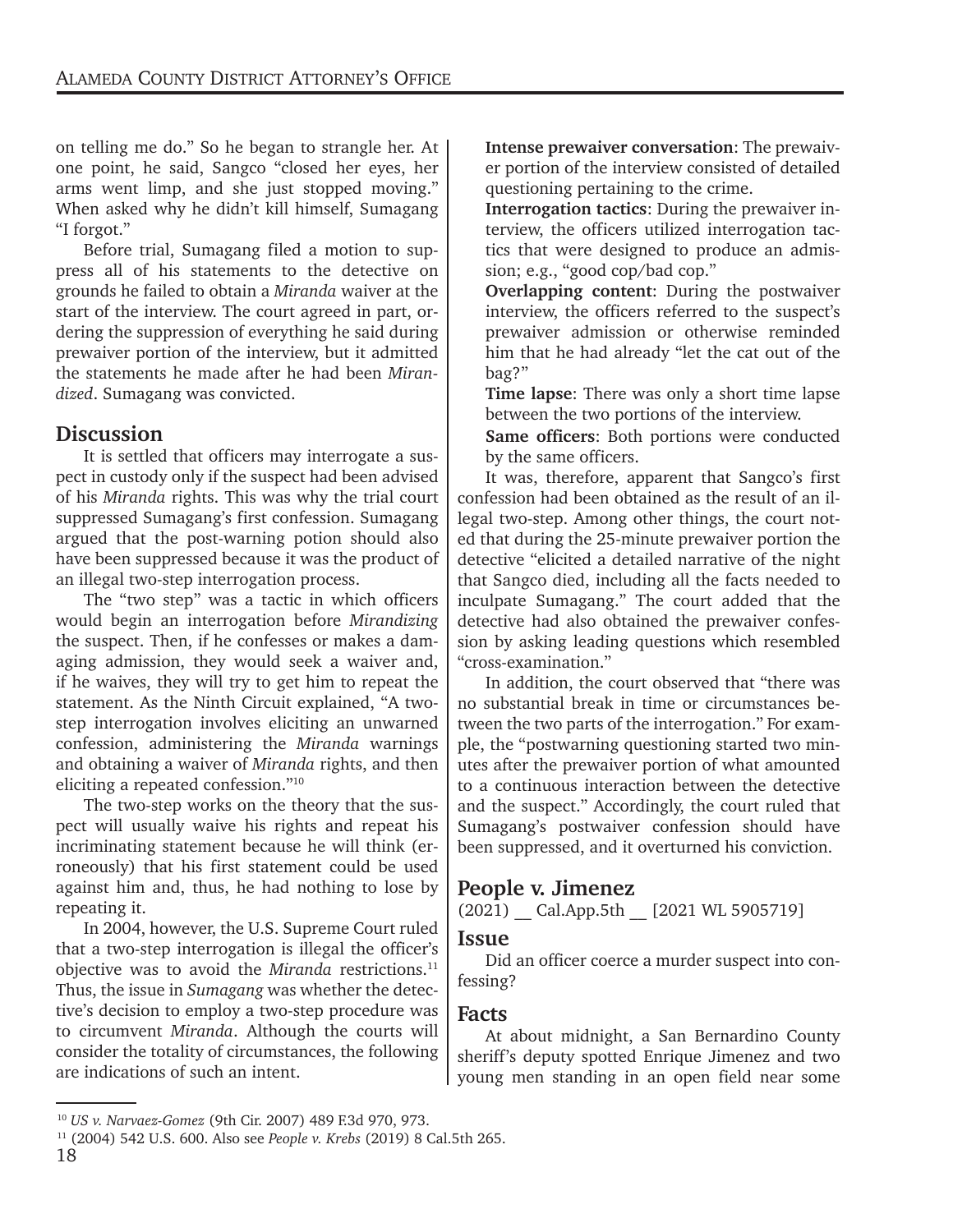on telling me do." So he began to strangle her. At one point, he said, Sangco "closed her eyes, her arms went limp, and she just stopped moving." When asked why he didn't kill himself, Sumagang "I forgot."

Before trial, Sumagang filed a motion to suppress all of his statements to the detective on grounds he failed to obtain a *Miranda* waiver at the start of the interview. The court agreed in part, ordering the suppression of everything he said during prewaiver portion of the interview, but it admitted the statements he made after he had been *Mirandized*. Sumagang was convicted.

## Discussion

It is settled that officers may interrogate a suspect in custody only if the suspect had been advised of his *Miranda* rights. This was why the trial court suppressed Sumagang's first confession. Sumagang argued that the post-warning potion should also have been suppressed because it was the product of an illegal two-step interrogation process.

The "two step" was a tactic in which officers would begin an interrogation before *Mirandizing* the suspect. Then, if he confesses or makes a damaging admission, they would seek a waiver and, if he waives, they will try to get him to repeat the statement. As the Ninth Circuit explained, "A two-step interrogation involves eliciting an unwarned confession, administering the *Miranda* warnings and obtaining a waiver of *Miranda* rights, and then eliciting a repeated confession."[10]

The two-step works on the theory that the suspect will usually waive his rights and repeat his incriminating statement because he will think (erroneously) that his first statement could be used against him and, thus, he had nothing to lose by repeating it.

In 2004, however, the U.S. Supreme Court ruled that a two-step interrogation is illegal the officer's objective was to avoid the *Miranda* restrictions.[11] Thus, the issue in *Sumagang* was whether the detective's decision to employ a two-step procedure was to circumvent *Miranda*. Although the courts will consider the totality of circumstances, the following are indications of such an intent.

**Intense prewaiver conversation**: The prewaiver portion of the interview consisted of detailed questioning pertaining to the crime.

**Interrogation tactics**: During the prewaiver interview, the officers utilized interrogation tactics that were designed to produce an admission; e.g., "good cop/bad cop."

**Overlapping content**: During the postwaiver interview, the officers referred to the suspect's prewaiver admission or otherwise reminded him that he had already "let the cat out of the bag?"

**Time lapse**: There was only a short time lapse between the two portions of the interview.

**Same officers**: Both portions were conducted by the same officers.

It was, therefore, apparent that Sangco's first confession had been obtained as the result of an illegal two-step. Among other things, the court noted that during the 25-minute prewaiver portion the detective "elicited a detailed narrative of the night that Sangco died, including all the facts needed to inculpate Sumagang." The court added that the detective had also obtained the prewaiver confession by asking leading questions which resembled "cross-examination."

In addition, the court observed that "there was no substantial break in time or circumstances between the two parts of the interrogation." For example, the "postwarning questioning started two minutes after the prewaiver portion of what amounted to a continuous interaction between the detective and the suspect." Accordingly, the court ruled that Sumagang's postwaiver confession should have been suppressed, and it overturned his conviction.

## People v. Jimenez

(2021) __ Cal.App.5th __ [2021 WL 5905719]

## Issue

Did an officer coerce a murder suspect into confessing?

## Facts

At about midnight, a San Bernardino County sheriff's deputy spotted Enrique Jimenez and two young men standing in an open field near some

---

[10] *US v. Narvaez-Gomez* (9th Cir. 2007) 489 F.3d 970, 973.

[11] (2004) 542 U.S. 600. Also see *People v. Krebs* (2019) 8 Cal.5th 265.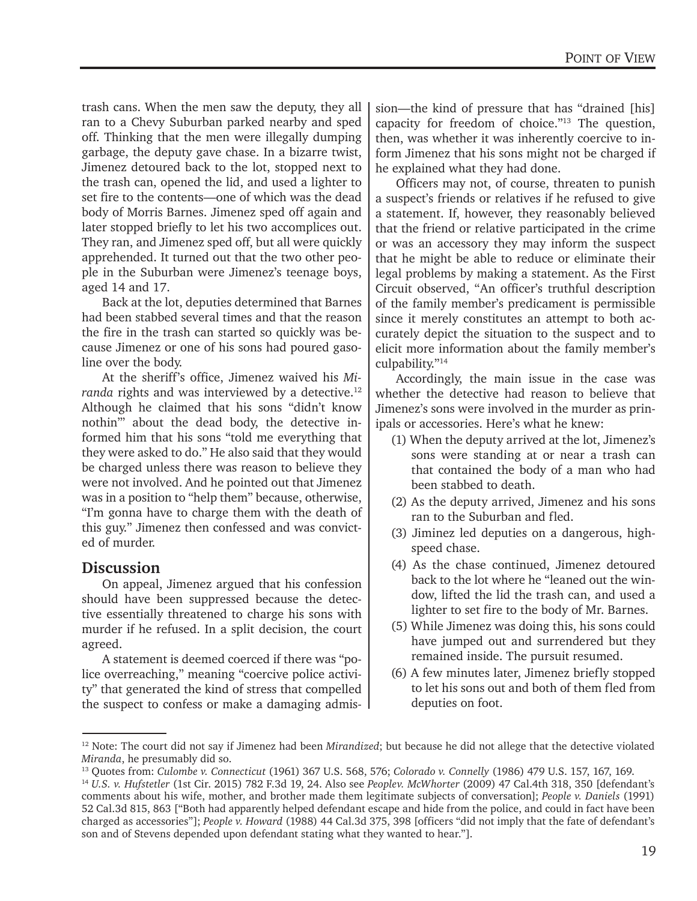trash cans. When the men saw the deputy, they all ran to a Chevy Suburban parked nearby and sped off. Thinking that the men were illegally dumping garbage, the deputy gave chase. In a bizarre twist, Jimenez detoured back to the lot, stopped next to the trash can, opened the lid, and used a lighter to set fire to the contents—one of which was the dead body of Morris Barnes. Jimenez sped off again and later stopped briefly to let his two accomplices out. They ran, and Jimenez sped off, but all were quickly apprehended. It turned out that the two other people in the Suburban were Jimenez's teenage boys, aged 14 and 17.

Back at the lot, deputies determined that Barnes had been stabbed several times and that the reason the fire in the trash can started so quickly was because Jimenez or one of his sons had poured gasoline over the body.

At the sheriff's office, Jimenez waived his *Miranda* rights and was interviewed by a detective.[12] Although he claimed that his sons "didn't know nothin'" about the dead body, the detective informed him that his sons "told me everything that they were asked to do." He also said that they would be charged unless there was reason to believe they were not involved. And he pointed out that Jimenez was in a position to "help them" because, otherwise, "I'm gonna have to charge them with the death of this guy." Jimenez then confessed and was convicted of murder.

## Discussion

On appeal, Jimenez argued that his confession should have been suppressed because the detective essentially threatened to charge his sons with murder if he refused. In a split decision, the court agreed.

A statement is deemed coerced if there was "police overreaching," meaning "coercive police activity" that generated the kind of stress that compelled the suspect to confess or make a damaging admission—the kind of pressure that has "drained [his] capacity for freedom of choice."[13] The question, then, was whether it was inherently coercive to inform Jimenez that his sons might not be charged if he explained what they had done.

Officers may not, of course, threaten to punish a suspect's friends or relatives if he refused to give a statement. If, however, they reasonably believed that the friend or relative participated in the crime or was an accessory they may inform the suspect that he might be able to reduce or eliminate their legal problems by making a statement. As the First Circuit observed, "An officer's truthful description of the family member's predicament is permissible since it merely constitutes an attempt to both accurately depict the situation to the suspect and to elicit more information about the family member's culpability."[14]

Accordingly, the main issue in the case was whether the detective had reason to believe that Jimenez's sons were involved in the murder as prinipals or accessories. Here's what he knew:

(1) When the deputy arrived at the lot, Jimenez's sons were standing at or near a trash can that contained the body of a man who had been stabbed to death.

(2) As the deputy arrived, Jimenez and his sons ran to the Suburban and fled.

(3) Jiminez led deputies on a dangerous, high-speed chase.

(4) As the chase continued, Jimenez detoured back to the lot where he "leaned out the window, lifted the lid the trash can, and used a lighter to set fire to the body of Mr. Barnes.

(5) While Jimenez was doing this, his sons could have jumped out and surrendered but they remained inside. The pursuit resumed.

(6) A few minutes later, Jimenez briefly stopped to let his sons out and both of them fled from deputies on foot.

---

[12] Note: The court did not say if Jimenez had been *Mirandized*; but because he did not allege that the detective violated *Miranda*, he presumably did so.

[13] Quotes from: *Culombe v. Connecticut* (1961) 367 U.S. 568, 576; *Colorado v. Connelly* (1986) 479 U.S. 157, 167, 169.

[14] *U.S. v. Hufstetler* (1st Cir. 2015) 782 F.3d 19, 24. Also see *Peoplev. McWhorter* (2009) 47 Cal.4th 318, 350 [defendant's comments about his wife, mother, and brother made them legitimate subjects of conversation]; *People v. Daniels* (1991) 52 Cal.3d 815, 863 ["Both had apparently helped defendant escape and hide from the police, and could in fact have been charged as accessories"]; *People v. Howard* (1988) 44 Cal.3d 375, 398 [officers "did not imply that the fate of defendant's son and of Stevens depended upon defendant stating what they wanted to hear."].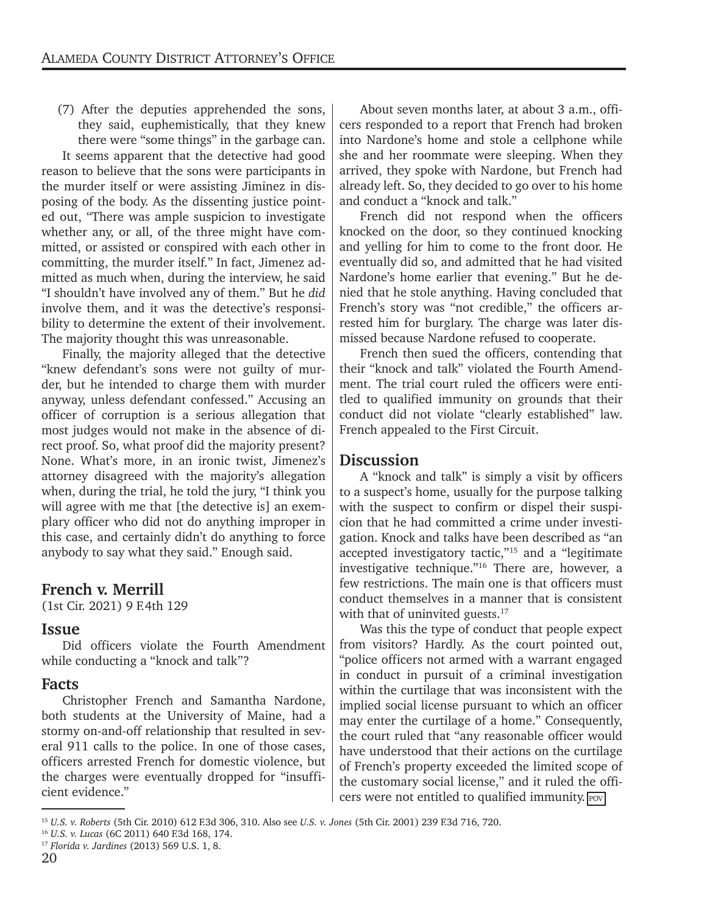(7) After the deputies apprehended the sons, they said, euphemistically, that they knew there were "some things" in the garbage can.

It seems apparent that the detective had good reason to believe that the sons were participants in the murder itself or were assisting Jiminez in disposing of the body. As the dissenting justice pointed out, "There was ample suspicion to investigate whether any, or all, of the three might have committed, or assisted or conspired with each other in committing, the murder itself." In fact, Jimenez admitted as much when, during the interview, he said "I shouldn't have involved any of them." But he *did* involve them, and it was the detective's responsibility to determine the extent of their involvement. The majority thought this was unreasonable.

Finally, the majority alleged that the detective "knew defendant's sons were not guilty of murder, but he intended to charge them with murder anyway, unless defendant confessed." Accusing an officer of corruption is a serious allegation that most judges would not make in the absence of direct proof. So, what proof did the majority present? None. What's more, in an ironic twist, Jimenez's attorney disagreed with the majority's allegation when, during the trial, he told the jury, "I think you will agree with me that [the detective is] an exemplary officer who did not do anything improper in this case, and certainly didn't do anything to force anybody to say what they said." Enough said.

## French v. Merrill

(1st Cir. 2021) 9 F.4th 129

### Issue

Did officers violate the Fourth Amendment while conducting a "knock and talk"?

### Facts

Christopher French and Samantha Nardone, both students at the University of Maine, had a stormy on-and-off relationship that resulted in several 911 calls to the police. In one of those cases, officers arrested French for domestic violence, but the charges were eventually dropped for "insufficient evidence."

About seven months later, at about 3 a.m., officers responded to a report that French had broken into Nardone's home and stole a cellphone while she and her roommate were sleeping. When they arrived, they spoke with Nardone, but French had already left. So, they decided to go over to his home and conduct a "knock and talk."

French did not respond when the officers knocked on the door, so they continued knocking and yelling for him to come to the front door. He eventually did so, and admitted that he had visited Nardone's home earlier that evening." But he denied that he stole anything. Having concluded that French's story was "not credible," the officers arrested him for burglary. The charge was later dismissed because Nardone refused to cooperate.

French then sued the officers, contending that their "knock and talk" violated the Fourth Amendment. The trial court ruled the officers were entitled to qualified immunity on grounds that their conduct did not violate "clearly established" law. French appealed to the First Circuit.

### Discussion

A "knock and talk" is simply a visit by officers to a suspect's home, usually for the purpose talking with the suspect to confirm or dispel their suspicion that he had committed a crime under investigation. Knock and talks have been described as "an accepted investigatory tactic,"[15] and a "legitimate investigative technique."[16] There are, however, a few restrictions. The main one is that officers must conduct themselves in a manner that is consistent with that of uninvited guests.[17]

Was this the type of conduct that people expect from visitors? Hardly. As the court pointed out, "police officers not armed with a warrant engaged in conduct in pursuit of a criminal investigation within the curtilage that was inconsistent with the implied social license pursuant to which an officer may enter the curtilage of a home." Consequently, the court ruled that "any reasonable officer would have understood that their actions on the curtilage of French's property exceeded the limited scope of the customary social license," and it ruled the officers were not entitled to qualified immunity. POV

---

[15] *U.S. v. Roberts* (5th Cir. 2010) 612 F.3d 306, 310. Also see *U.S. v. Jones* (5th Cir. 2001) 239 F.3d 716, 720.

[16] *U.S. v. Lucas* (6C 2011) 640 F.3d 168, 174.

[17] *Florida v. Jardines* (2013) 569 U.S. 1, 8.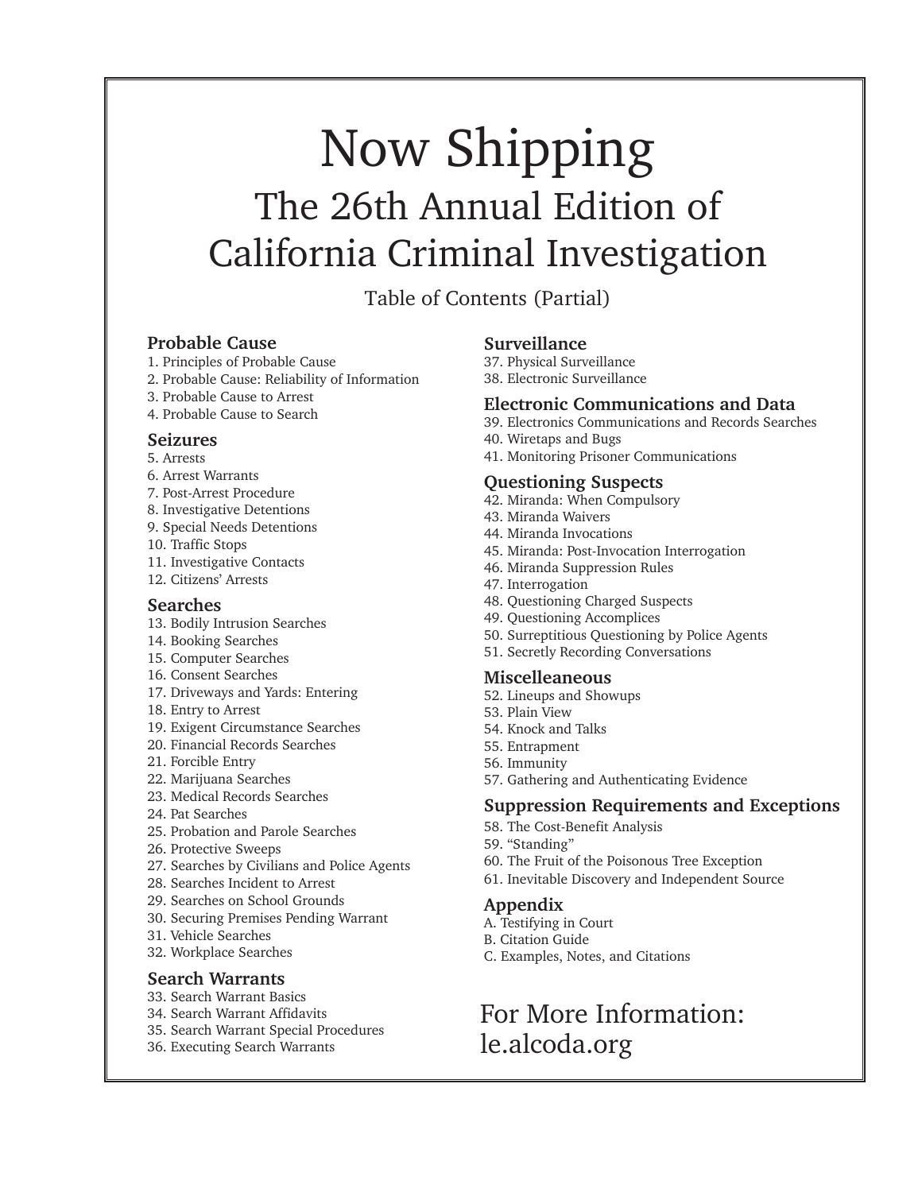# Now Shipping

## The 26th Annual Edition of California Criminal Investigation

Table of Contents (Partial)

### Probable Cause

1. Principles of Probable Cause
2. Probable Cause: Reliability of Information
3. Probable Cause to Arrest
4. Probable Cause to Search

### Seizures

5. Arrests
6. Arrest Warrants
7. Post-Arrest Procedure
8. Investigative Detentions
9. Special Needs Detentions
10. Traffic Stops
11. Investigative Contacts
12. Citizens' Arrests

### Searches

13. Bodily Intrusion Searches
14. Booking Searches
15. Computer Searches
16. Consent Searches
17. Driveways and Yards: Entering
18. Entry to Arrest
19. Exigent Circumstance Searches
20. Financial Records Searches
21. Forcible Entry
22. Marijuana Searches
23. Medical Records Searches
24. Pat Searches
25. Probation and Parole Searches
26. Protective Sweeps
27. Searches by Civilians and Police Agents
28. Searches Incident to Arrest
29. Searches on School Grounds
30. Securing Premises Pending Warrant
31. Vehicle Searches
32. Workplace Searches

### Search Warrants

33. Search Warrant Basics
34. Search Warrant Affidavits
35. Search Warrant Special Procedures
36. Executing Search Warrants

### Surveillance

37. Physical Surveillance
38. Electronic Surveillance

### Electronic Communications and Data

39. Electronics Communications and Records Searches
40. Wiretaps and Bugs
41. Monitoring Prisoner Communications

### Questioning Suspects

42. Miranda: When Compulsory
43. Miranda Waivers
44. Miranda Invocations
45. Miranda: Post-Invocation Interrogation
46. Miranda Suppression Rules
47. Interrogation
48. Questioning Charged Suspects
49. Questioning Accomplices
50. Surreptitious Questioning by Police Agents
51. Secretly Recording Conversations

### Miscelleaneous

52. Lineups and Showups
53. Plain View
54. Knock and Talks
55. Entrapment
56. Immunity
57. Gathering and Authenticating Evidence

### Suppression Requirements and Exceptions

58. The Cost-Benefit Analysis
59. "Standing"
60. The Fruit of the Poisonous Tree Exception
61. Inevitable Discovery and Independent Source

### Appendix

A. Testifying in Court
B. Citation Guide
C. Examples, Notes, and Citations

For More Information:
le.alcoda.org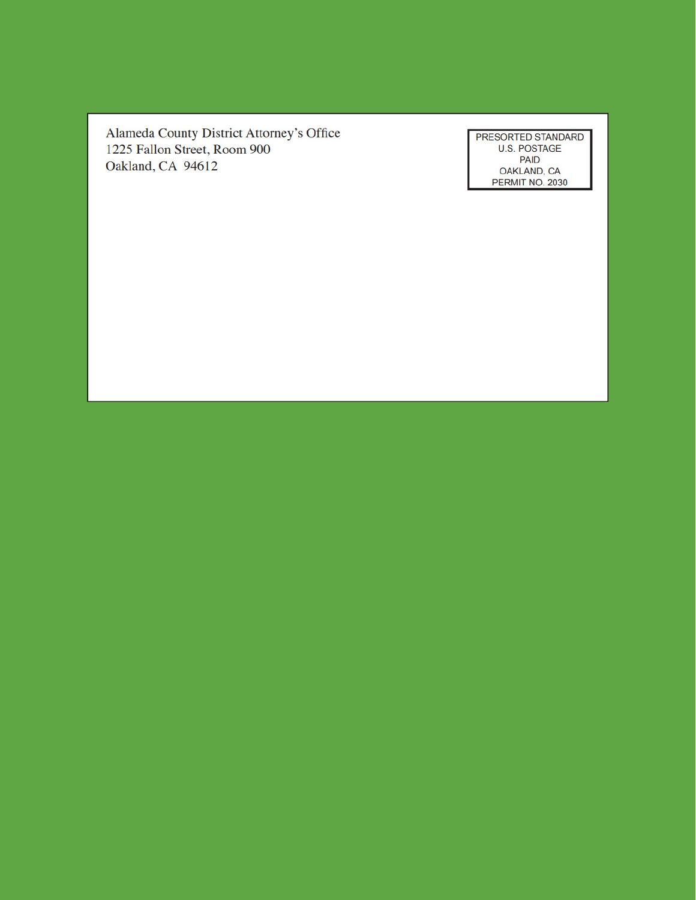Alameda County District Attorney's Office
1225 Fallon Street, Room 900
Oakland, CA 94612

PRESORTED STANDARD
U.S. POSTAGE
PAID
OAKLAND, CA
PERMIT NO. 2030